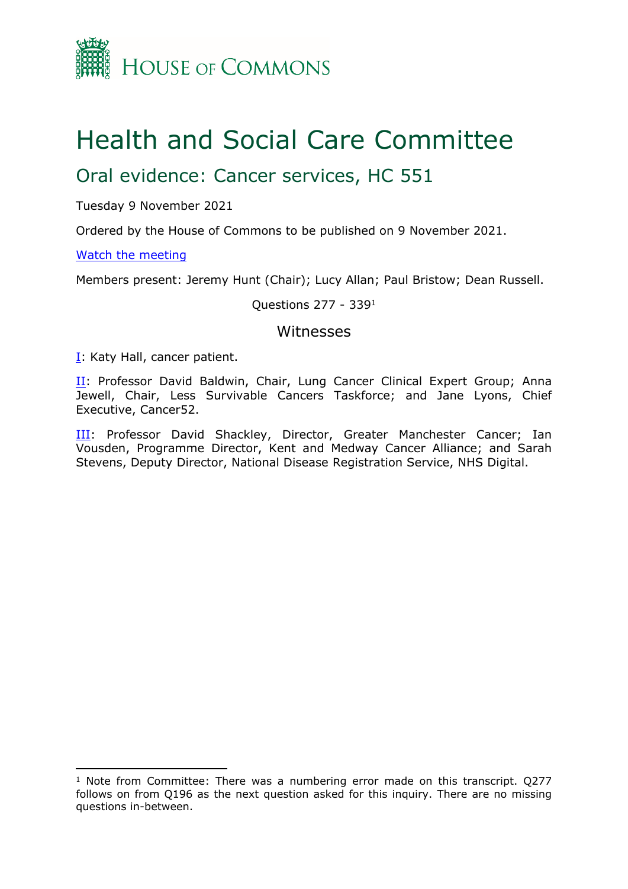HOUSE OF COMMONS

# Health and Social Care Committee

## Oral evidence: Cancer services, HC 551

Tuesday 9 November 2021

Ordered by the House of Commons to be published on 9 November 2021.

[Watch the meeting]

Members present: Jeremy Hunt (Chair); Lucy Allan; Paul Bristow; Dean Russell.

Questions 277 - 339[1]

### Witnesses

[I]: Katy Hall, cancer patient.

[II]: Professor David Baldwin, Chair, Lung Cancer Clinical Expert Group; Anna Jewell, Chair, Less Survivable Cancers Taskforce; and Jane Lyons, Chief Executive, Cancer52.

[III]: Professor David Shackley, Director, Greater Manchester Cancer; Ian Vousden, Programme Director, Kent and Medway Cancer Alliance; and Sarah Stevens, Deputy Director, National Disease Registration Service, NHS Digital.

---

[1] Note from Committee: There was a numbering error made on this transcript. Q277 follows on from Q196 as the next question asked for this inquiry. There are no missing questions in-between.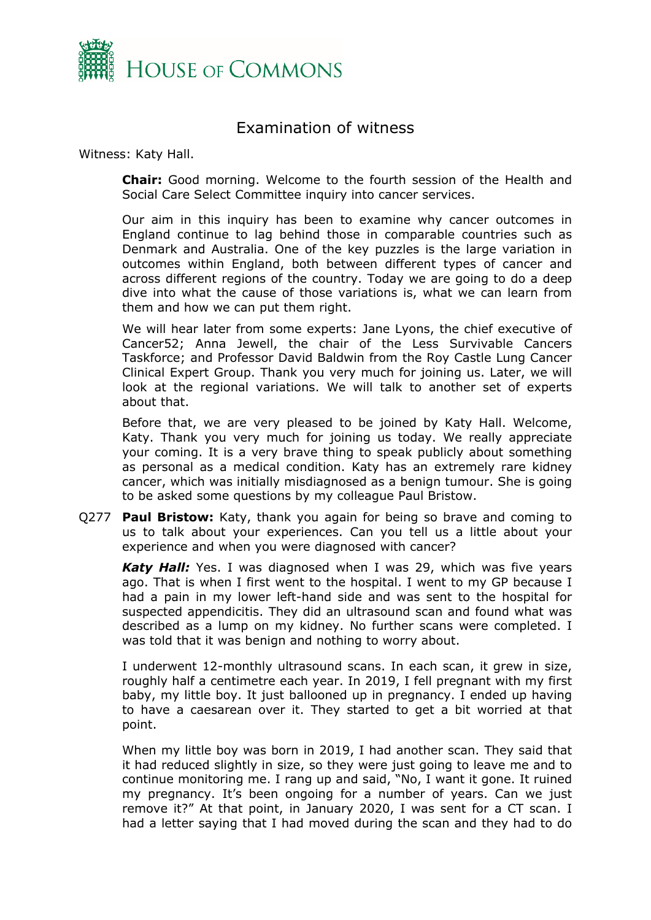# Examination of witness

Witness: Katy Hall.

**Chair:** Good morning. Welcome to the fourth session of the Health and Social Care Select Committee inquiry into cancer services.

Our aim in this inquiry has been to examine why cancer outcomes in England continue to lag behind those in comparable countries such as Denmark and Australia. One of the key puzzles is the large variation in outcomes within England, both between different types of cancer and across different regions of the country. Today we are going to do a deep dive into what the cause of those variations is, what we can learn from them and how we can put them right.

We will hear later from some experts: Jane Lyons, the chief executive of Cancer52; Anna Jewell, the chair of the Less Survivable Cancers Taskforce; and Professor David Baldwin from the Roy Castle Lung Cancer Clinical Expert Group. Thank you very much for joining us. Later, we will look at the regional variations. We will talk to another set of experts about that.

Before that, we are very pleased to be joined by Katy Hall. Welcome, Katy. Thank you very much for joining us today. We really appreciate your coming. It is a very brave thing to speak publicly about something as personal as a medical condition. Katy has an extremely rare kidney cancer, which was initially misdiagnosed as a benign tumour. She is going to be asked some questions by my colleague Paul Bristow.

Q277 **Paul Bristow:** Katy, thank you again for being so brave and coming to us to talk about your experiences. Can you tell us a little about your experience and when you were diagnosed with cancer?

***Katy Hall:*** Yes. I was diagnosed when I was 29, which was five years ago. That is when I first went to the hospital. I went to my GP because I had a pain in my lower left-hand side and was sent to the hospital for suspected appendicitis. They did an ultrasound scan and found what was described as a lump on my kidney. No further scans were completed. I was told that it was benign and nothing to worry about.

I underwent 12-monthly ultrasound scans. In each scan, it grew in size, roughly half a centimetre each year. In 2019, I fell pregnant with my first baby, my little boy. It just ballooned up in pregnancy. I ended up having to have a caesarean over it. They started to get a bit worried at that point.

When my little boy was born in 2019, I had another scan. They said that it had reduced slightly in size, so they were just going to leave me and to continue monitoring me. I rang up and said, "No, I want it gone. It ruined my pregnancy. It's been ongoing for a number of years. Can we just remove it?" At that point, in January 2020, I was sent for a CT scan. I had a letter saying that I had moved during the scan and they had to do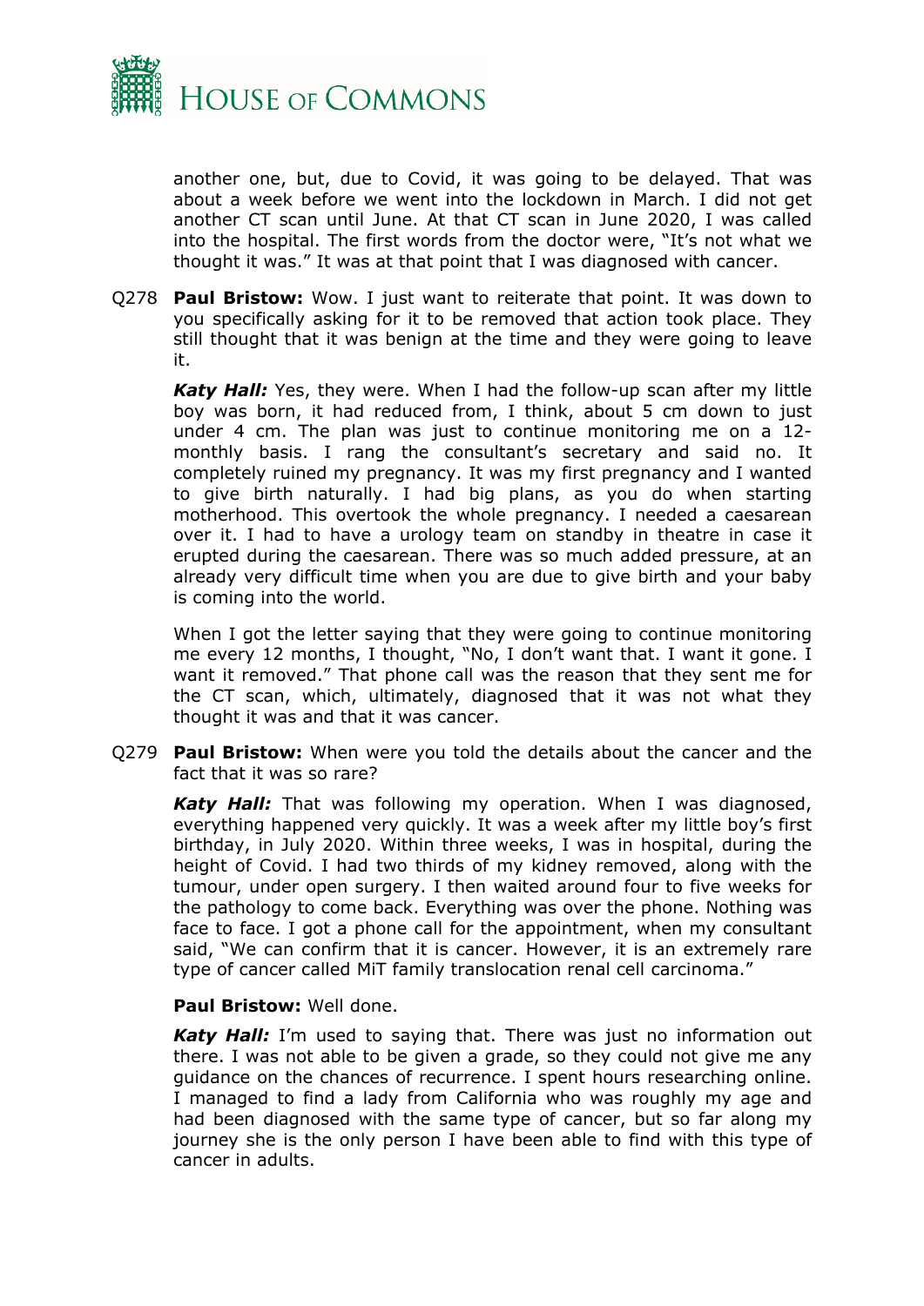another one, but, due to Covid, it was going to be delayed. That was about a week before we went into the lockdown in March. I did not get another CT scan until June. At that CT scan in June 2020, I was called into the hospital. The first words from the doctor were, "It's not what we thought it was." It was at that point that I was diagnosed with cancer.

Q278 **Paul Bristow:** Wow. I just want to reiterate that point. It was down to you specifically asking for it to be removed that action took place. They still thought that it was benign at the time and they were going to leave it.

***Katy Hall:*** Yes, they were. When I had the follow-up scan after my little boy was born, it had reduced from, I think, about 5 cm down to just under 4 cm. The plan was just to continue monitoring me on a 12-monthly basis. I rang the consultant's secretary and said no. It completely ruined my pregnancy. It was my first pregnancy and I wanted to give birth naturally. I had big plans, as you do when starting motherhood. This overtook the whole pregnancy. I needed a caesarean over it. I had to have a urology team on standby in theatre in case it erupted during the caesarean. There was so much added pressure, at an already very difficult time when you are due to give birth and your baby is coming into the world.

When I got the letter saying that they were going to continue monitoring me every 12 months, I thought, "No, I don't want that. I want it gone. I want it removed." That phone call was the reason that they sent me for the CT scan, which, ultimately, diagnosed that it was not what they thought it was and that it was cancer.

Q279 **Paul Bristow:** When were you told the details about the cancer and the fact that it was so rare?

***Katy Hall:*** That was following my operation. When I was diagnosed, everything happened very quickly. It was a week after my little boy's first birthday, in July 2020. Within three weeks, I was in hospital, during the height of Covid. I had two thirds of my kidney removed, along with the tumour, under open surgery. I then waited around four to five weeks for the pathology to come back. Everything was over the phone. Nothing was face to face. I got a phone call for the appointment, when my consultant said, "We can confirm that it is cancer. However, it is an extremely rare type of cancer called MiT family translocation renal cell carcinoma."

**Paul Bristow:** Well done.

***Katy Hall:*** I'm used to saying that. There was just no information out there. I was not able to be given a grade, so they could not give me any guidance on the chances of recurrence. I spent hours researching online. I managed to find a lady from California who was roughly my age and had been diagnosed with the same type of cancer, but so far along my journey she is the only person I have been able to find with this type of cancer in adults.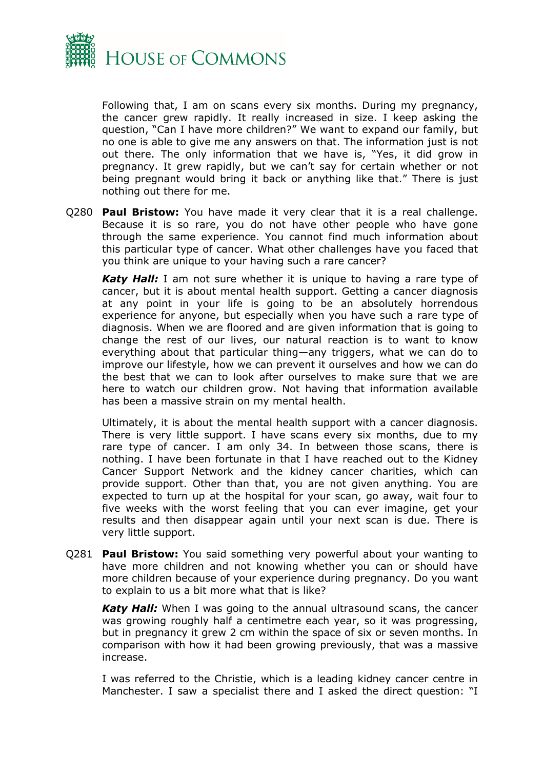Following that, I am on scans every six months. During my pregnancy, the cancer grew rapidly. It really increased in size. I keep asking the question, "Can I have more children?" We want to expand our family, but no one is able to give me any answers on that. The information just is not out there. The only information that we have is, "Yes, it did grow in pregnancy. It grew rapidly, but we can't say for certain whether or not being pregnant would bring it back or anything like that." There is just nothing out there for me.

Q280 **Paul Bristow:** You have made it very clear that it is a real challenge. Because it is so rare, you do not have other people who have gone through the same experience. You cannot find much information about this particular type of cancer. What other challenges have you faced that you think are unique to your having such a rare cancer?

***Katy Hall:*** I am not sure whether it is unique to having a rare type of cancer, but it is about mental health support. Getting a cancer diagnosis at any point in your life is going to be an absolutely horrendous experience for anyone, but especially when you have such a rare type of diagnosis. When we are floored and are given information that is going to change the rest of our lives, our natural reaction is to want to know everything about that particular thing—any triggers, what we can do to improve our lifestyle, how we can prevent it ourselves and how we can do the best that we can to look after ourselves to make sure that we are here to watch our children grow. Not having that information available has been a massive strain on my mental health.

Ultimately, it is about the mental health support with a cancer diagnosis. There is very little support. I have scans every six months, due to my rare type of cancer. I am only 34. In between those scans, there is nothing. I have been fortunate in that I have reached out to the Kidney Cancer Support Network and the kidney cancer charities, which can provide support. Other than that, you are not given anything. You are expected to turn up at the hospital for your scan, go away, wait four to five weeks with the worst feeling that you can ever imagine, get your results and then disappear again until your next scan is due. There is very little support.

Q281 **Paul Bristow:** You said something very powerful about your wanting to have more children and not knowing whether you can or should have more children because of your experience during pregnancy. Do you want to explain to us a bit more what that is like?

***Katy Hall:*** When I was going to the annual ultrasound scans, the cancer was growing roughly half a centimetre each year, so it was progressing, but in pregnancy it grew 2 cm within the space of six or seven months. In comparison with how it had been growing previously, that was a massive increase.

I was referred to the Christie, which is a leading kidney cancer centre in Manchester. I saw a specialist there and I asked the direct question: "I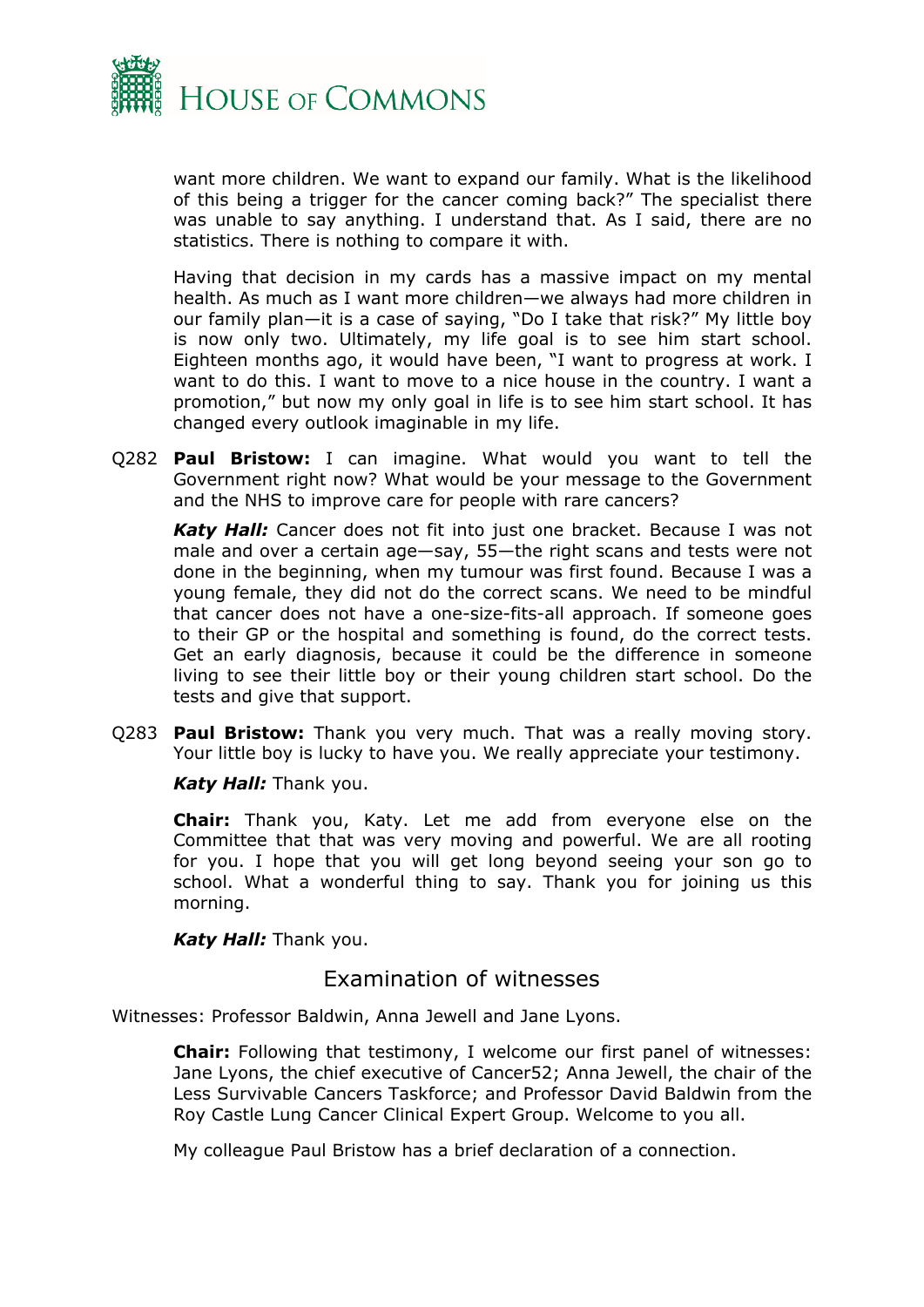want more children. We want to expand our family. What is the likelihood of this being a trigger for the cancer coming back?" The specialist there was unable to say anything. I understand that. As I said, there are no statistics. There is nothing to compare it with.

Having that decision in my cards has a massive impact on my mental health. As much as I want more children—we always had more children in our family plan—it is a case of saying, "Do I take that risk?" My little boy is now only two. Ultimately, my life goal is to see him start school. Eighteen months ago, it would have been, "I want to progress at work. I want to do this. I want to move to a nice house in the country. I want a promotion," but now my only goal in life is to see him start school. It has changed every outlook imaginable in my life.

Q282 **Paul Bristow:** I can imagine. What would you want to tell the Government right now? What would be your message to the Government and the NHS to improve care for people with rare cancers?

***Katy Hall:*** Cancer does not fit into just one bracket. Because I was not male and over a certain age—say, 55—the right scans and tests were not done in the beginning, when my tumour was first found. Because I was a young female, they did not do the correct scans. We need to be mindful that cancer does not have a one-size-fits-all approach. If someone goes to their GP or the hospital and something is found, do the correct tests. Get an early diagnosis, because it could be the difference in someone living to see their little boy or their young children start school. Do the tests and give that support.

Q283 **Paul Bristow:** Thank you very much. That was a really moving story. Your little boy is lucky to have you. We really appreciate your testimony.

***Katy Hall:*** Thank you.

**Chair:** Thank you, Katy. Let me add from everyone else on the Committee that that was very moving and powerful. We are all rooting for you. I hope that you will get long beyond seeing your son go to school. What a wonderful thing to say. Thank you for joining us this morning.

***Katy Hall:*** Thank you.

## Examination of witnesses

Witnesses: Professor Baldwin, Anna Jewell and Jane Lyons.

**Chair:** Following that testimony, I welcome our first panel of witnesses: Jane Lyons, the chief executive of Cancer52; Anna Jewell, the chair of the Less Survivable Cancers Taskforce; and Professor David Baldwin from the Roy Castle Lung Cancer Clinical Expert Group. Welcome to you all.

My colleague Paul Bristow has a brief declaration of a connection.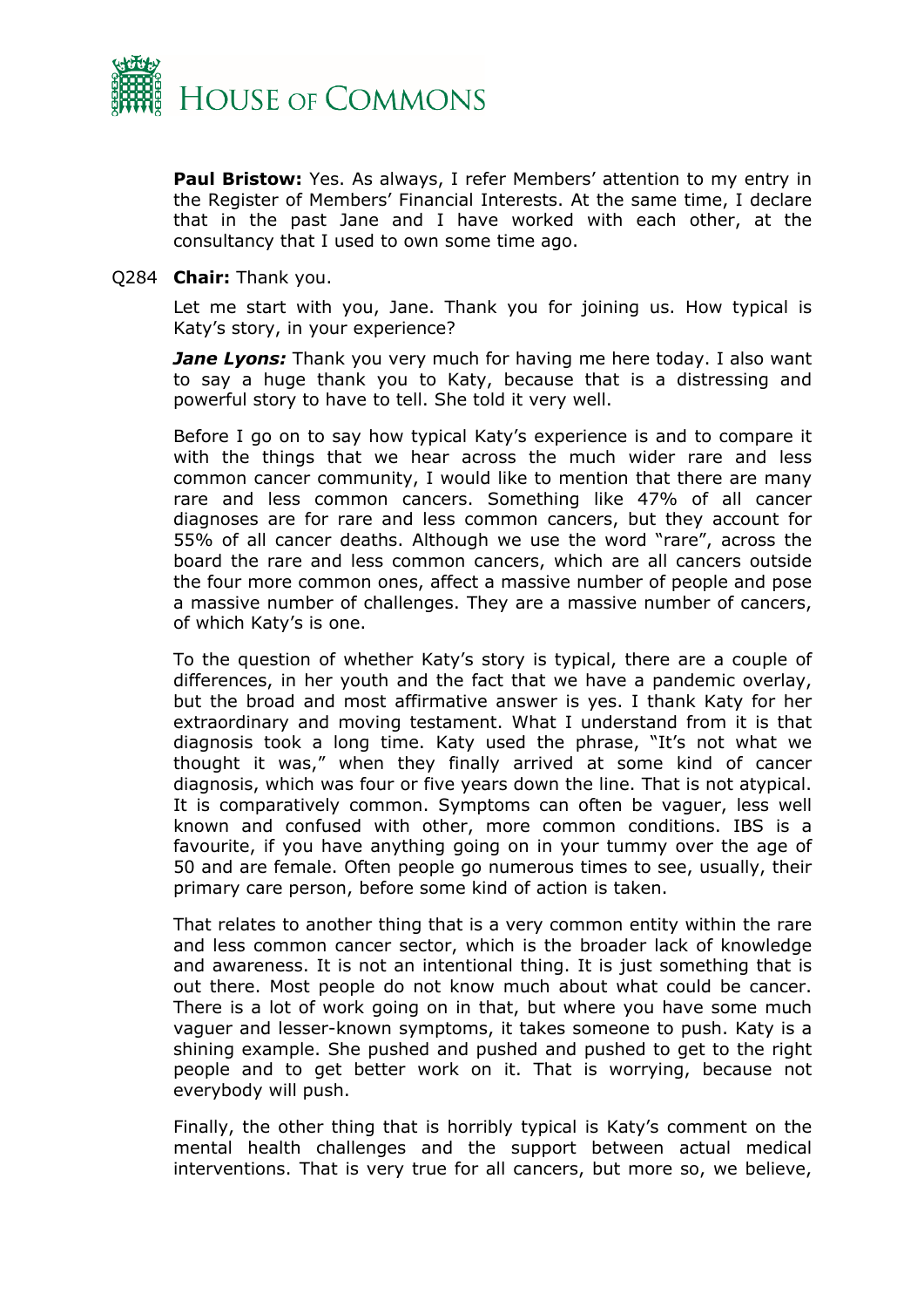**Paul Bristow:** Yes. As always, I refer Members' attention to my entry in the Register of Members' Financial Interests. At the same time, I declare that in the past Jane and I have worked with each other, at the consultancy that I used to own some time ago.

Q284 **Chair:** Thank you.

Let me start with you, Jane. Thank you for joining us. How typical is Katy's story, in your experience?

***Jane Lyons:*** Thank you very much for having me here today. I also want to say a huge thank you to Katy, because that is a distressing and powerful story to have to tell. She told it very well.

Before I go on to say how typical Katy's experience is and to compare it with the things that we hear across the much wider rare and less common cancer community, I would like to mention that there are many rare and less common cancers. Something like 47% of all cancer diagnoses are for rare and less common cancers, but they account for 55% of all cancer deaths. Although we use the word "rare", across the board the rare and less common cancers, which are all cancers outside the four more common ones, affect a massive number of people and pose a massive number of challenges. They are a massive number of cancers, of which Katy's is one.

To the question of whether Katy's story is typical, there are a couple of differences, in her youth and the fact that we have a pandemic overlay, but the broad and most affirmative answer is yes. I thank Katy for her extraordinary and moving testament. What I understand from it is that diagnosis took a long time. Katy used the phrase, "It's not what we thought it was," when they finally arrived at some kind of cancer diagnosis, which was four or five years down the line. That is not atypical. It is comparatively common. Symptoms can often be vaguer, less well known and confused with other, more common conditions. IBS is a favourite, if you have anything going on in your tummy over the age of 50 and are female. Often people go numerous times to see, usually, their primary care person, before some kind of action is taken.

That relates to another thing that is a very common entity within the rare and less common cancer sector, which is the broader lack of knowledge and awareness. It is not an intentional thing. It is just something that is out there. Most people do not know much about what could be cancer. There is a lot of work going on in that, but where you have some much vaguer and lesser-known symptoms, it takes someone to push. Katy is a shining example. She pushed and pushed and pushed to get to the right people and to get better work on it. That is worrying, because not everybody will push.

Finally, the other thing that is horribly typical is Katy's comment on the mental health challenges and the support between actual medical interventions. That is very true for all cancers, but more so, we believe,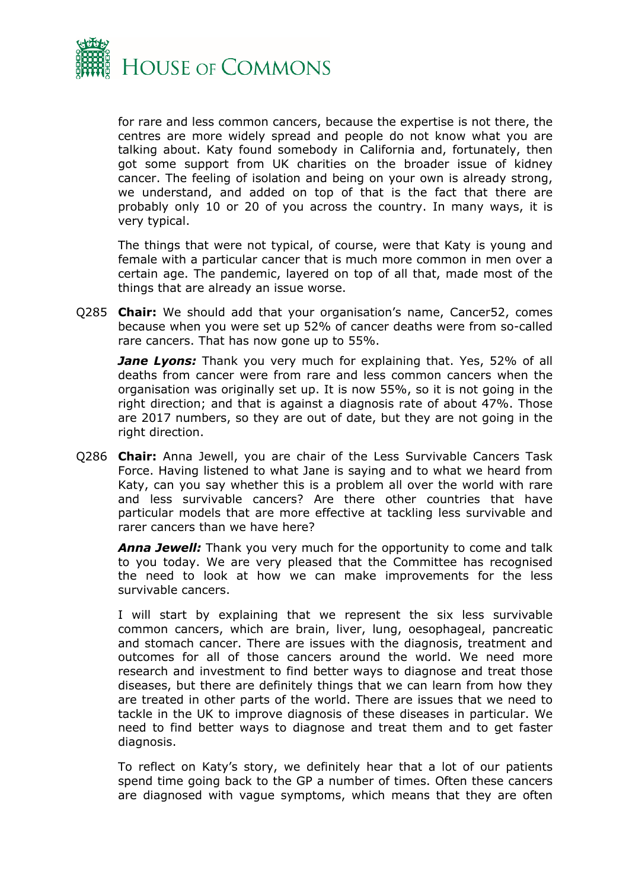for rare and less common cancers, because the expertise is not there, the centres are more widely spread and people do not know what you are talking about. Katy found somebody in California and, fortunately, then got some support from UK charities on the broader issue of kidney cancer. The feeling of isolation and being on your own is already strong, we understand, and added on top of that is the fact that there are probably only 10 or 20 of you across the country. In many ways, it is very typical.

The things that were not typical, of course, were that Katy is young and female with a particular cancer that is much more common in men over a certain age. The pandemic, layered on top of all that, made most of the things that are already an issue worse.

Q285 **Chair:** We should add that your organisation's name, Cancer52, comes because when you were set up 52% of cancer deaths were from so-called rare cancers. That has now gone up to 55%.

***Jane Lyons:*** Thank you very much for explaining that. Yes, 52% of all deaths from cancer were from rare and less common cancers when the organisation was originally set up. It is now 55%, so it is not going in the right direction; and that is against a diagnosis rate of about 47%. Those are 2017 numbers, so they are out of date, but they are not going in the right direction.

Q286 **Chair:** Anna Jewell, you are chair of the Less Survivable Cancers Task Force. Having listened to what Jane is saying and to what we heard from Katy, can you say whether this is a problem all over the world with rare and less survivable cancers? Are there other countries that have particular models that are more effective at tackling less survivable and rarer cancers than we have here?

***Anna Jewell:*** Thank you very much for the opportunity to come and talk to you today. We are very pleased that the Committee has recognised the need to look at how we can make improvements for the less survivable cancers.

I will start by explaining that we represent the six less survivable common cancers, which are brain, liver, lung, oesophageal, pancreatic and stomach cancer. There are issues with the diagnosis, treatment and outcomes for all of those cancers around the world. We need more research and investment to find better ways to diagnose and treat those diseases, but there are definitely things that we can learn from how they are treated in other parts of the world. There are issues that we need to tackle in the UK to improve diagnosis of these diseases in particular. We need to find better ways to diagnose and treat them and to get faster diagnosis.

To reflect on Katy's story, we definitely hear that a lot of our patients spend time going back to the GP a number of times. Often these cancers are diagnosed with vague symptoms, which means that they are often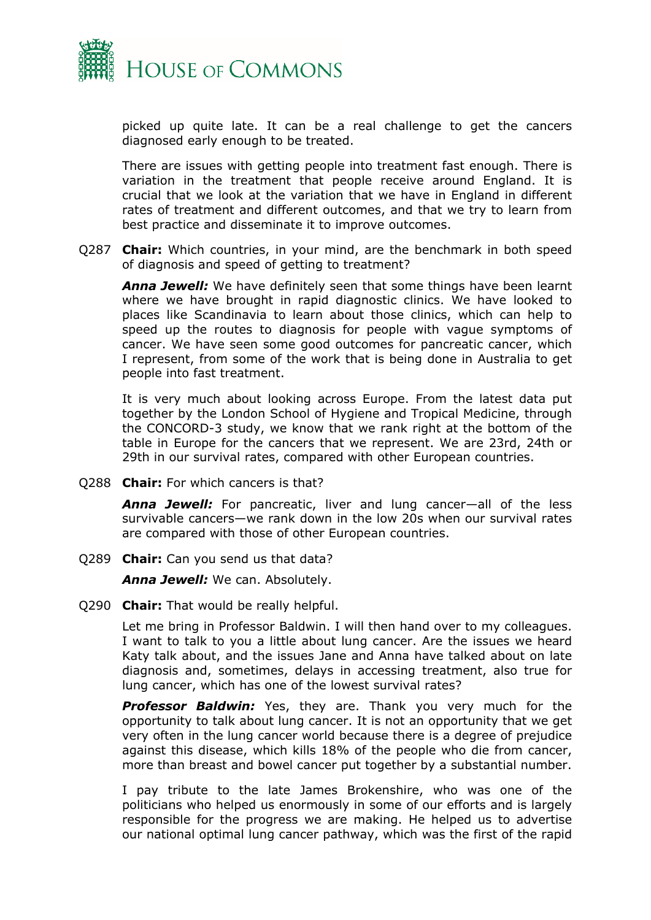picked up quite late. It can be a real challenge to get the cancers diagnosed early enough to be treated.

There are issues with getting people into treatment fast enough. There is variation in the treatment that people receive around England. It is crucial that we look at the variation that we have in England in different rates of treatment and different outcomes, and that we try to learn from best practice and disseminate it to improve outcomes.

Q287 **Chair:** Which countries, in your mind, are the benchmark in both speed of diagnosis and speed of getting to treatment?

***Anna Jewell:*** We have definitely seen that some things have been learnt where we have brought in rapid diagnostic clinics. We have looked to places like Scandinavia to learn about those clinics, which can help to speed up the routes to diagnosis for people with vague symptoms of cancer. We have seen some good outcomes for pancreatic cancer, which I represent, from some of the work that is being done in Australia to get people into fast treatment.

It is very much about looking across Europe. From the latest data put together by the London School of Hygiene and Tropical Medicine, through the CONCORD-3 study, we know that we rank right at the bottom of the table in Europe for the cancers that we represent. We are 23rd, 24th or 29th in our survival rates, compared with other European countries.

Q288 **Chair:** For which cancers is that?

***Anna Jewell:*** For pancreatic, liver and lung cancer—all of the less survivable cancers—we rank down in the low 20s when our survival rates are compared with those of other European countries.

Q289 **Chair:** Can you send us that data?

***Anna Jewell:*** We can. Absolutely.

Q290 **Chair:** That would be really helpful.

Let me bring in Professor Baldwin. I will then hand over to my colleagues. I want to talk to you a little about lung cancer. Are the issues we heard Katy talk about, and the issues Jane and Anna have talked about on late diagnosis and, sometimes, delays in accessing treatment, also true for lung cancer, which has one of the lowest survival rates?

***Professor Baldwin:*** Yes, they are. Thank you very much for the opportunity to talk about lung cancer. It is not an opportunity that we get very often in the lung cancer world because there is a degree of prejudice against this disease, which kills 18% of the people who die from cancer, more than breast and bowel cancer put together by a substantial number.

I pay tribute to the late James Brokenshire, who was one of the politicians who helped us enormously in some of our efforts and is largely responsible for the progress we are making. He helped us to advertise our national optimal lung cancer pathway, which was the first of the rapid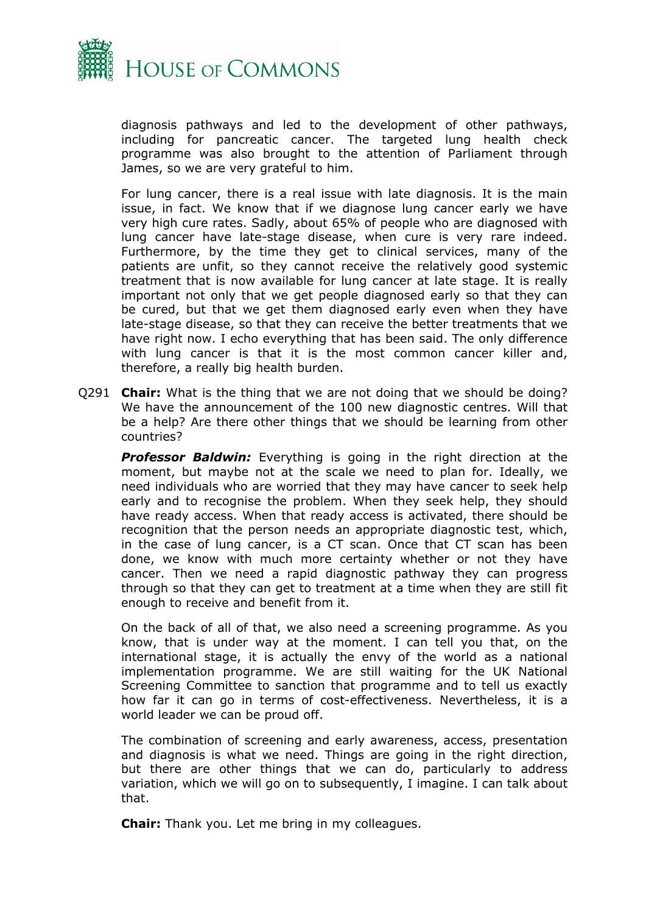diagnosis pathways and led to the development of other pathways, including for pancreatic cancer. The targeted lung health check programme was also brought to the attention of Parliament through James, so we are very grateful to him.

For lung cancer, there is a real issue with late diagnosis. It is the main issue, in fact. We know that if we diagnose lung cancer early we have very high cure rates. Sadly, about 65% of people who are diagnosed with lung cancer have late-stage disease, when cure is very rare indeed. Furthermore, by the time they get to clinical services, many of the patients are unfit, so they cannot receive the relatively good systemic treatment that is now available for lung cancer at late stage. It is really important not only that we get people diagnosed early so that they can be cured, but that we get them diagnosed early even when they have late-stage disease, so that they can receive the better treatments that we have right now. I echo everything that has been said. The only difference with lung cancer is that it is the most common cancer killer and, therefore, a really big health burden.

Q291 **Chair:** What is the thing that we are not doing that we should be doing? We have the announcement of the 100 new diagnostic centres. Will that be a help? Are there other things that we should be learning from other countries?

***Professor Baldwin:*** Everything is going in the right direction at the moment, but maybe not at the scale we need to plan for. Ideally, we need individuals who are worried that they may have cancer to seek help early and to recognise the problem. When they seek help, they should have ready access. When that ready access is activated, there should be recognition that the person needs an appropriate diagnostic test, which, in the case of lung cancer, is a CT scan. Once that CT scan has been done, we know with much more certainty whether or not they have cancer. Then we need a rapid diagnostic pathway they can progress through so that they can get to treatment at a time when they are still fit enough to receive and benefit from it.

On the back of all of that, we also need a screening programme. As you know, that is under way at the moment. I can tell you that, on the international stage, it is actually the envy of the world as a national implementation programme. We are still waiting for the UK National Screening Committee to sanction that programme and to tell us exactly how far it can go in terms of cost-effectiveness. Nevertheless, it is a world leader we can be proud off.

The combination of screening and early awareness, access, presentation and diagnosis is what we need. Things are going in the right direction, but there are other things that we can do, particularly to address variation, which we will go on to subsequently, I imagine. I can talk about that.

**Chair:** Thank you. Let me bring in my colleagues.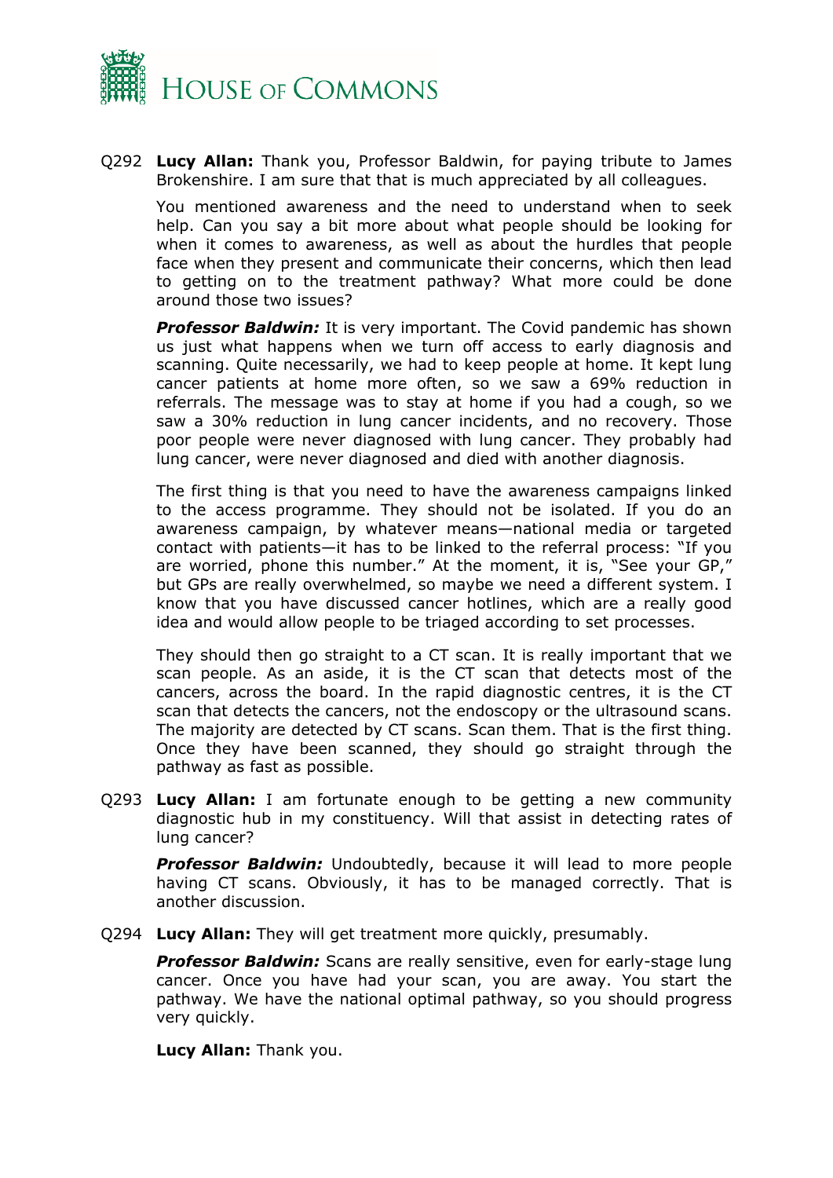Q292 **Lucy Allan:** Thank you, Professor Baldwin, for paying tribute to James Brokenshire. I am sure that that is much appreciated by all colleagues.

You mentioned awareness and the need to understand when to seek help. Can you say a bit more about what people should be looking for when it comes to awareness, as well as about the hurdles that people face when they present and communicate their concerns, which then lead to getting on to the treatment pathway? What more could be done around those two issues?

***Professor Baldwin:*** It is very important. The Covid pandemic has shown us just what happens when we turn off access to early diagnosis and scanning. Quite necessarily, we had to keep people at home. It kept lung cancer patients at home more often, so we saw a 69% reduction in referrals. The message was to stay at home if you had a cough, so we saw a 30% reduction in lung cancer incidents, and no recovery. Those poor people were never diagnosed with lung cancer. They probably had lung cancer, were never diagnosed and died with another diagnosis.

The first thing is that you need to have the awareness campaigns linked to the access programme. They should not be isolated. If you do an awareness campaign, by whatever means—national media or targeted contact with patients—it has to be linked to the referral process: "If you are worried, phone this number." At the moment, it is, "See your GP," but GPs are really overwhelmed, so maybe we need a different system. I know that you have discussed cancer hotlines, which are a really good idea and would allow people to be triaged according to set processes.

They should then go straight to a CT scan. It is really important that we scan people. As an aside, it is the CT scan that detects most of the cancers, across the board. In the rapid diagnostic centres, it is the CT scan that detects the cancers, not the endoscopy or the ultrasound scans. The majority are detected by CT scans. Scan them. That is the first thing. Once they have been scanned, they should go straight through the pathway as fast as possible.

Q293 **Lucy Allan:** I am fortunate enough to be getting a new community diagnostic hub in my constituency. Will that assist in detecting rates of lung cancer?

***Professor Baldwin:*** Undoubtedly, because it will lead to more people having CT scans. Obviously, it has to be managed correctly. That is another discussion.

Q294 **Lucy Allan:** They will get treatment more quickly, presumably.

***Professor Baldwin:*** Scans are really sensitive, even for early-stage lung cancer. Once you have had your scan, you are away. You start the pathway. We have the national optimal pathway, so you should progress very quickly.

**Lucy Allan:** Thank you.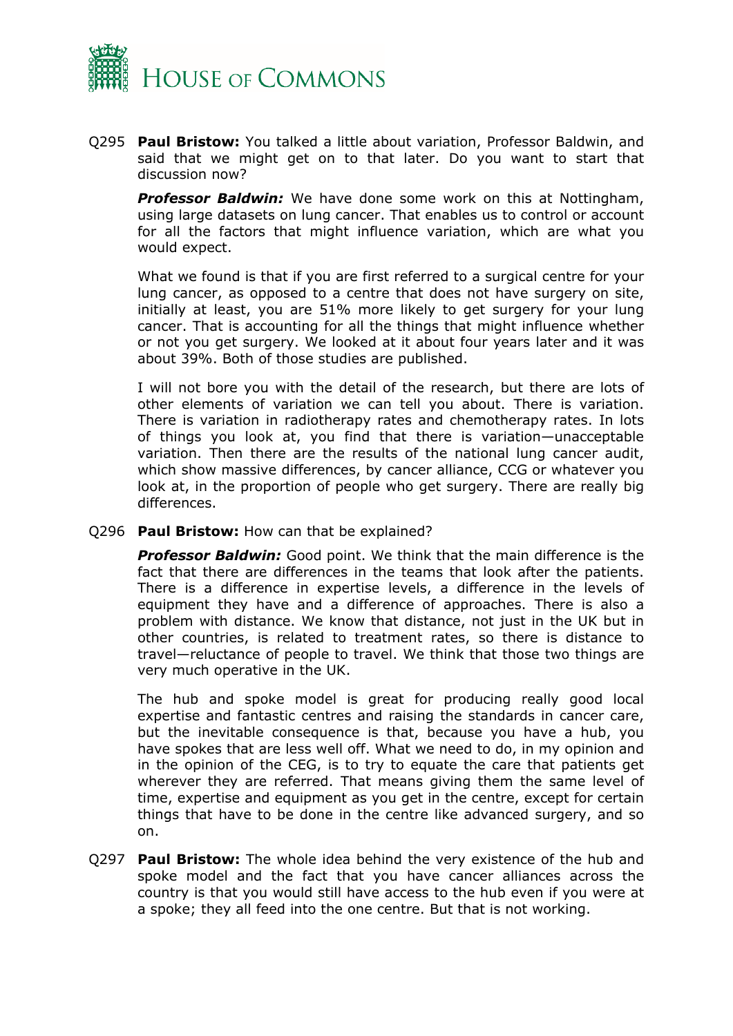Q295 **Paul Bristow:** You talked a little about variation, Professor Baldwin, and said that we might get on to that later. Do you want to start that discussion now?

***Professor Baldwin:*** We have done some work on this at Nottingham, using large datasets on lung cancer. That enables us to control or account for all the factors that might influence variation, which are what you would expect.

What we found is that if you are first referred to a surgical centre for your lung cancer, as opposed to a centre that does not have surgery on site, initially at least, you are 51% more likely to get surgery for your lung cancer. That is accounting for all the things that might influence whether or not you get surgery. We looked at it about four years later and it was about 39%. Both of those studies are published.

I will not bore you with the detail of the research, but there are lots of other elements of variation we can tell you about. There is variation. There is variation in radiotherapy rates and chemotherapy rates. In lots of things you look at, you find that there is variation—unacceptable variation. Then there are the results of the national lung cancer audit, which show massive differences, by cancer alliance, CCG or whatever you look at, in the proportion of people who get surgery. There are really big differences.

Q296 **Paul Bristow:** How can that be explained?

***Professor Baldwin:*** Good point. We think that the main difference is the fact that there are differences in the teams that look after the patients. There is a difference in expertise levels, a difference in the levels of equipment they have and a difference of approaches. There is also a problem with distance. We know that distance, not just in the UK but in other countries, is related to treatment rates, so there is distance to travel—reluctance of people to travel. We think that those two things are very much operative in the UK.

The hub and spoke model is great for producing really good local expertise and fantastic centres and raising the standards in cancer care, but the inevitable consequence is that, because you have a hub, you have spokes that are less well off. What we need to do, in my opinion and in the opinion of the CEG, is to try to equate the care that patients get wherever they are referred. That means giving them the same level of time, expertise and equipment as you get in the centre, except for certain things that have to be done in the centre like advanced surgery, and so on.

Q297 **Paul Bristow:** The whole idea behind the very existence of the hub and spoke model and the fact that you have cancer alliances across the country is that you would still have access to the hub even if you were at a spoke; they all feed into the one centre. But that is not working.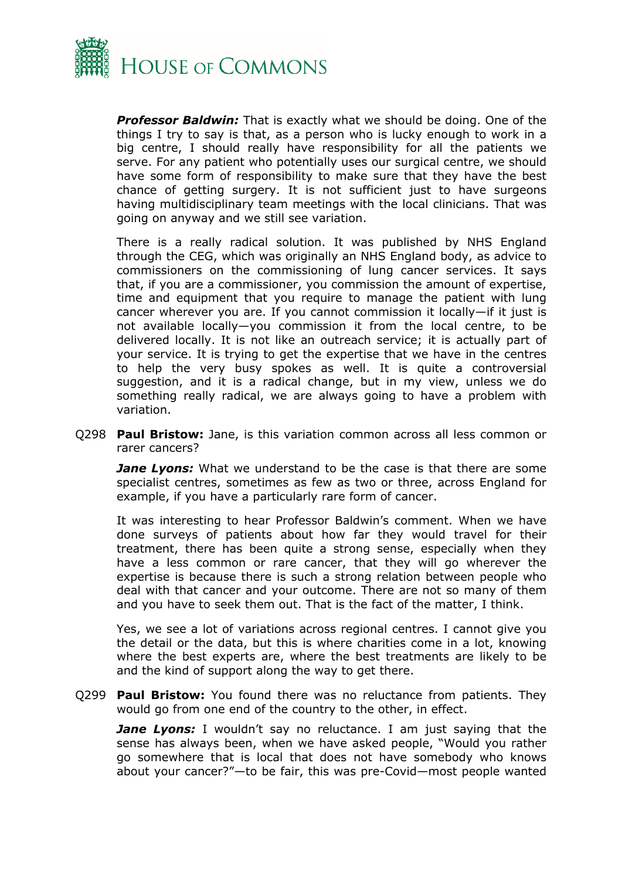***Professor Baldwin:*** That is exactly what we should be doing. One of the things I try to say is that, as a person who is lucky enough to work in a big centre, I should really have responsibility for all the patients we serve. For any patient who potentially uses our surgical centre, we should have some form of responsibility to make sure that they have the best chance of getting surgery. It is not sufficient just to have surgeons having multidisciplinary team meetings with the local clinicians. That was going on anyway and we still see variation.

There is a really radical solution. It was published by NHS England through the CEG, which was originally an NHS England body, as advice to commissioners on the commissioning of lung cancer services. It says that, if you are a commissioner, you commission the amount of expertise, time and equipment that you require to manage the patient with lung cancer wherever you are. If you cannot commission it locally—if it just is not available locally—you commission it from the local centre, to be delivered locally. It is not like an outreach service; it is actually part of your service. It is trying to get the expertise that we have in the centres to help the very busy spokes as well. It is quite a controversial suggestion, and it is a radical change, but in my view, unless we do something really radical, we are always going to have a problem with variation.

Q298 **Paul Bristow:** Jane, is this variation common across all less common or rarer cancers?

***Jane Lyons:*** What we understand to be the case is that there are some specialist centres, sometimes as few as two or three, across England for example, if you have a particularly rare form of cancer.

It was interesting to hear Professor Baldwin's comment. When we have done surveys of patients about how far they would travel for their treatment, there has been quite a strong sense, especially when they have a less common or rare cancer, that they will go wherever the expertise is because there is such a strong relation between people who deal with that cancer and your outcome. There are not so many of them and you have to seek them out. That is the fact of the matter, I think.

Yes, we see a lot of variations across regional centres. I cannot give you the detail or the data, but this is where charities come in a lot, knowing where the best experts are, where the best treatments are likely to be and the kind of support along the way to get there.

Q299 **Paul Bristow:** You found there was no reluctance from patients. They would go from one end of the country to the other, in effect.

***Jane Lyons:*** I wouldn't say no reluctance. I am just saying that the sense has always been, when we have asked people, "Would you rather go somewhere that is local that does not have somebody who knows about your cancer?"—to be fair, this was pre-Covid—most people wanted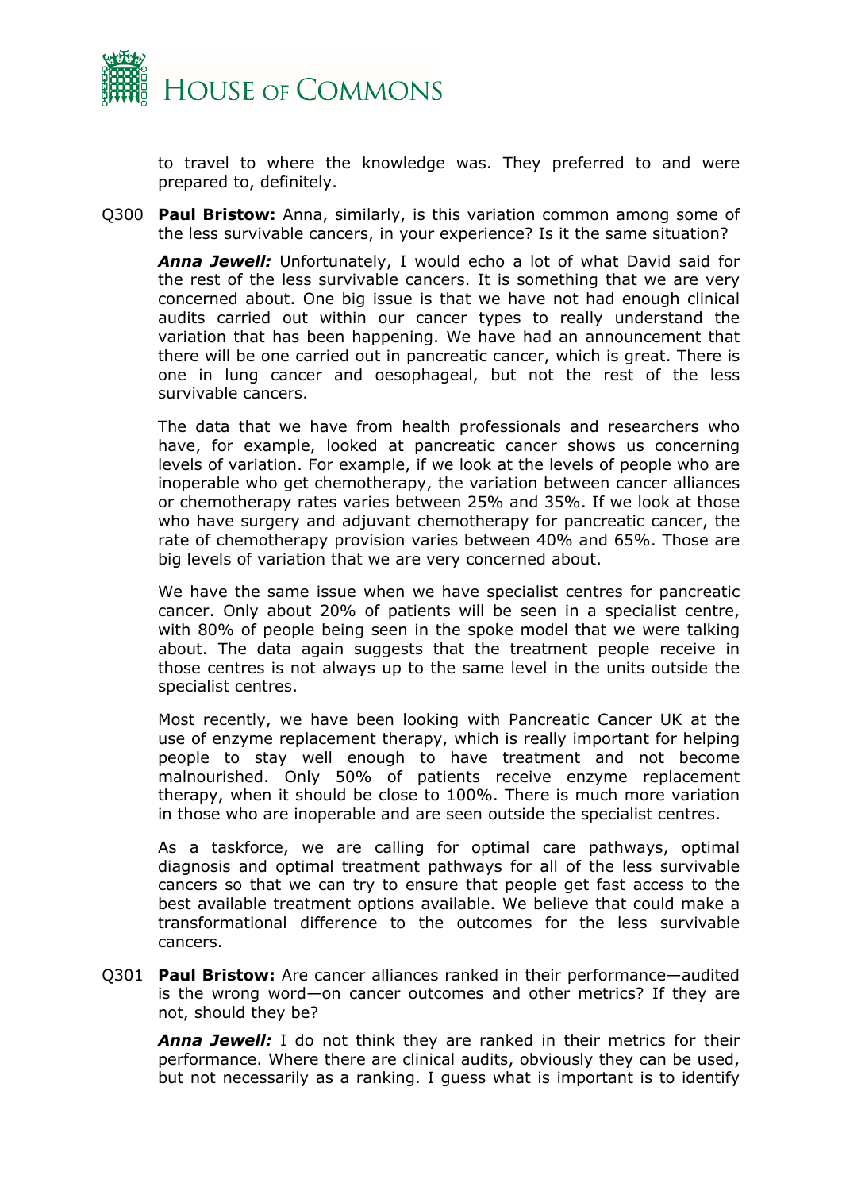to travel to where the knowledge was. They preferred to and were prepared to, definitely.

Q300 **Paul Bristow:** Anna, similarly, is this variation common among some of the less survivable cancers, in your experience? Is it the same situation?

***Anna Jewell:*** Unfortunately, I would echo a lot of what David said for the rest of the less survivable cancers. It is something that we are very concerned about. One big issue is that we have not had enough clinical audits carried out within our cancer types to really understand the variation that has been happening. We have had an announcement that there will be one carried out in pancreatic cancer, which is great. There is one in lung cancer and oesophageal, but not the rest of the less survivable cancers.

The data that we have from health professionals and researchers who have, for example, looked at pancreatic cancer shows us concerning levels of variation. For example, if we look at the levels of people who are inoperable who get chemotherapy, the variation between cancer alliances or chemotherapy rates varies between 25% and 35%. If we look at those who have surgery and adjuvant chemotherapy for pancreatic cancer, the rate of chemotherapy provision varies between 40% and 65%. Those are big levels of variation that we are very concerned about.

We have the same issue when we have specialist centres for pancreatic cancer. Only about 20% of patients will be seen in a specialist centre, with 80% of people being seen in the spoke model that we were talking about. The data again suggests that the treatment people receive in those centres is not always up to the same level in the units outside the specialist centres.

Most recently, we have been looking with Pancreatic Cancer UK at the use of enzyme replacement therapy, which is really important for helping people to stay well enough to have treatment and not become malnourished. Only 50% of patients receive enzyme replacement therapy, when it should be close to 100%. There is much more variation in those who are inoperable and are seen outside the specialist centres.

As a taskforce, we are calling for optimal care pathways, optimal diagnosis and optimal treatment pathways for all of the less survivable cancers so that we can try to ensure that people get fast access to the best available treatment options available. We believe that could make a transformational difference to the outcomes for the less survivable cancers.

Q301 **Paul Bristow:** Are cancer alliances ranked in their performance—audited is the wrong word—on cancer outcomes and other metrics? If they are not, should they be?

***Anna Jewell:*** I do not think they are ranked in their metrics for their performance. Where there are clinical audits, obviously they can be used, but not necessarily as a ranking. I guess what is important is to identify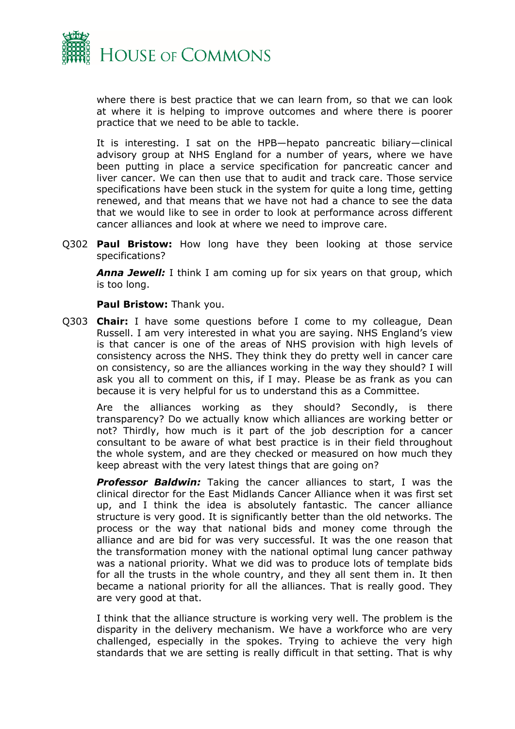where there is best practice that we can learn from, so that we can look at where it is helping to improve outcomes and where there is poorer practice that we need to be able to tackle.

It is interesting. I sat on the HPB—hepato pancreatic biliary—clinical advisory group at NHS England for a number of years, where we have been putting in place a service specification for pancreatic cancer and liver cancer. We can then use that to audit and track care. Those service specifications have been stuck in the system for quite a long time, getting renewed, and that means that we have not had a chance to see the data that we would like to see in order to look at performance across different cancer alliances and look at where we need to improve care.

Q302 **Paul Bristow:** How long have they been looking at those service specifications?

***Anna Jewell:*** I think I am coming up for six years on that group, which is too long.

**Paul Bristow:** Thank you.

Q303 **Chair:** I have some questions before I come to my colleague, Dean Russell. I am very interested in what you are saying. NHS England's view is that cancer is one of the areas of NHS provision with high levels of consistency across the NHS. They think they do pretty well in cancer care on consistency, so are the alliances working in the way they should? I will ask you all to comment on this, if I may. Please be as frank as you can because it is very helpful for us to understand this as a Committee.

Are the alliances working as they should? Secondly, is there transparency? Do we actually know which alliances are working better or not? Thirdly, how much is it part of the job description for a cancer consultant to be aware of what best practice is in their field throughout the whole system, and are they checked or measured on how much they keep abreast with the very latest things that are going on?

***Professor Baldwin:*** Taking the cancer alliances to start, I was the clinical director for the East Midlands Cancer Alliance when it was first set up, and I think the idea is absolutely fantastic. The cancer alliance structure is very good. It is significantly better than the old networks. The process or the way that national bids and money come through the alliance and are bid for was very successful. It was the one reason that the transformation money with the national optimal lung cancer pathway was a national priority. What we did was to produce lots of template bids for all the trusts in the whole country, and they all sent them in. It then became a national priority for all the alliances. That is really good. They are very good at that.

I think that the alliance structure is working very well. The problem is the disparity in the delivery mechanism. We have a workforce who are very challenged, especially in the spokes. Trying to achieve the very high standards that we are setting is really difficult in that setting. That is why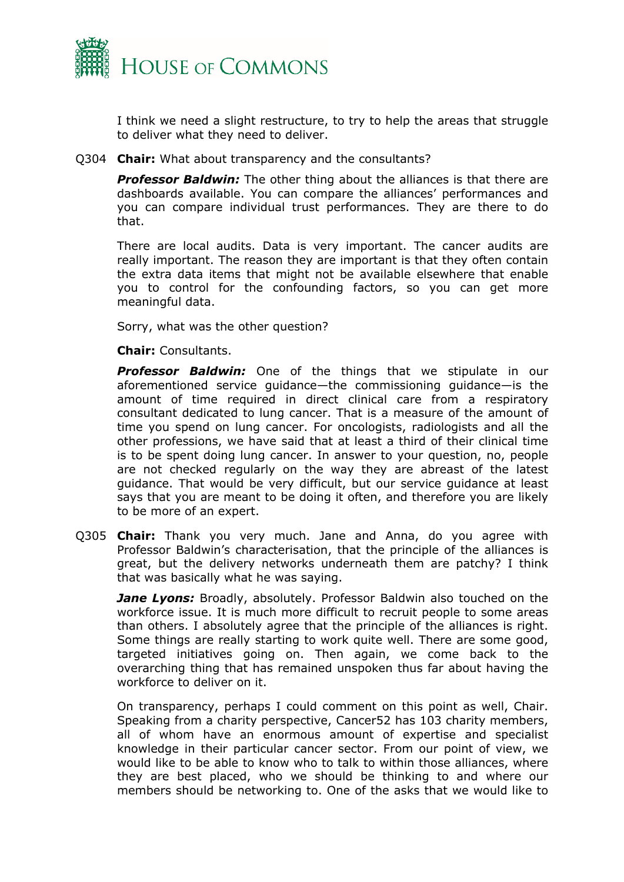I think we need a slight restructure, to try to help the areas that struggle to deliver what they need to deliver.

Q304 **Chair:** What about transparency and the consultants?

***Professor Baldwin:*** The other thing about the alliances is that there are dashboards available. You can compare the alliances' performances and you can compare individual trust performances. They are there to do that.

There are local audits. Data is very important. The cancer audits are really important. The reason they are important is that they often contain the extra data items that might not be available elsewhere that enable you to control for the confounding factors, so you can get more meaningful data.

Sorry, what was the other question?

**Chair:** Consultants.

***Professor Baldwin:*** One of the things that we stipulate in our aforementioned service guidance—the commissioning guidance—is the amount of time required in direct clinical care from a respiratory consultant dedicated to lung cancer. That is a measure of the amount of time you spend on lung cancer. For oncologists, radiologists and all the other professions, we have said that at least a third of their clinical time is to be spent doing lung cancer. In answer to your question, no, people are not checked regularly on the way they are abreast of the latest guidance. That would be very difficult, but our service guidance at least says that you are meant to be doing it often, and therefore you are likely to be more of an expert.

Q305 **Chair:** Thank you very much. Jane and Anna, do you agree with Professor Baldwin's characterisation, that the principle of the alliances is great, but the delivery networks underneath them are patchy? I think that was basically what he was saying.

***Jane Lyons:*** Broadly, absolutely. Professor Baldwin also touched on the workforce issue. It is much more difficult to recruit people to some areas than others. I absolutely agree that the principle of the alliances is right. Some things are really starting to work quite well. There are some good, targeted initiatives going on. Then again, we come back to the overarching thing that has remained unspoken thus far about having the workforce to deliver on it.

On transparency, perhaps I could comment on this point as well, Chair. Speaking from a charity perspective, Cancer52 has 103 charity members, all of whom have an enormous amount of expertise and specialist knowledge in their particular cancer sector. From our point of view, we would like to be able to know who to talk to within those alliances, where they are best placed, who we should be thinking to and where our members should be networking to. One of the asks that we would like to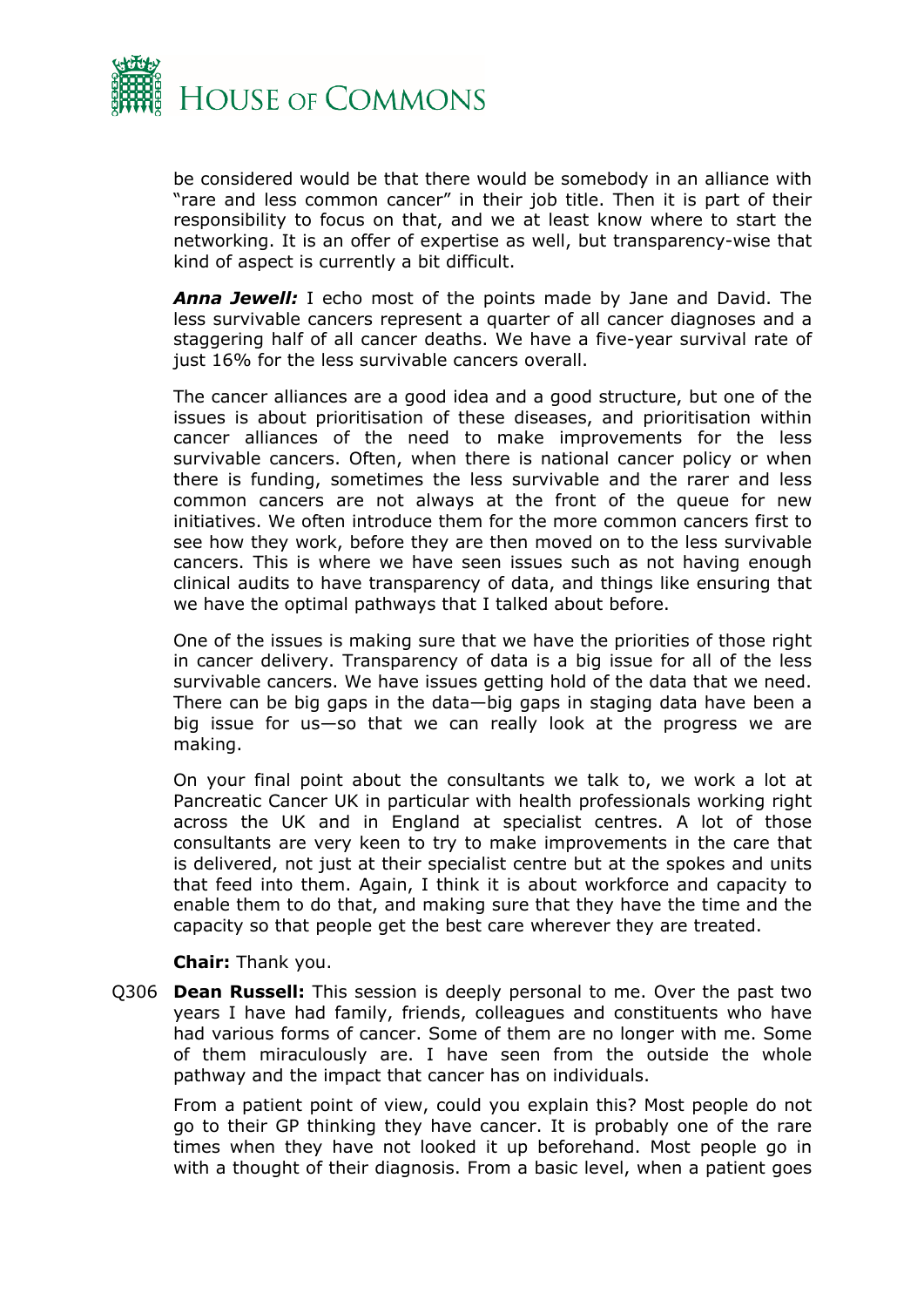be considered would be that there would be somebody in an alliance with "rare and less common cancer" in their job title. Then it is part of their responsibility to focus on that, and we at least know where to start the networking. It is an offer of expertise as well, but transparency-wise that kind of aspect is currently a bit difficult.

***Anna Jewell:*** I echo most of the points made by Jane and David. The less survivable cancers represent a quarter of all cancer diagnoses and a staggering half of all cancer deaths. We have a five-year survival rate of just 16% for the less survivable cancers overall.

The cancer alliances are a good idea and a good structure, but one of the issues is about prioritisation of these diseases, and prioritisation within cancer alliances of the need to make improvements for the less survivable cancers. Often, when there is national cancer policy or when there is funding, sometimes the less survivable and the rarer and less common cancers are not always at the front of the queue for new initiatives. We often introduce them for the more common cancers first to see how they work, before they are then moved on to the less survivable cancers. This is where we have seen issues such as not having enough clinical audits to have transparency of data, and things like ensuring that we have the optimal pathways that I talked about before.

One of the issues is making sure that we have the priorities of those right in cancer delivery. Transparency of data is a big issue for all of the less survivable cancers. We have issues getting hold of the data that we need. There can be big gaps in the data—big gaps in staging data have been a big issue for us—so that we can really look at the progress we are making.

On your final point about the consultants we talk to, we work a lot at Pancreatic Cancer UK in particular with health professionals working right across the UK and in England at specialist centres. A lot of those consultants are very keen to try to make improvements in the care that is delivered, not just at their specialist centre but at the spokes and units that feed into them. Again, I think it is about workforce and capacity to enable them to do that, and making sure that they have the time and the capacity so that people get the best care wherever they are treated.

**Chair:** Thank you.

Q306 **Dean Russell:** This session is deeply personal to me. Over the past two years I have had family, friends, colleagues and constituents who have had various forms of cancer. Some of them are no longer with me. Some of them miraculously are. I have seen from the outside the whole pathway and the impact that cancer has on individuals.

From a patient point of view, could you explain this? Most people do not go to their GP thinking they have cancer. It is probably one of the rare times when they have not looked it up beforehand. Most people go in with a thought of their diagnosis. From a basic level, when a patient goes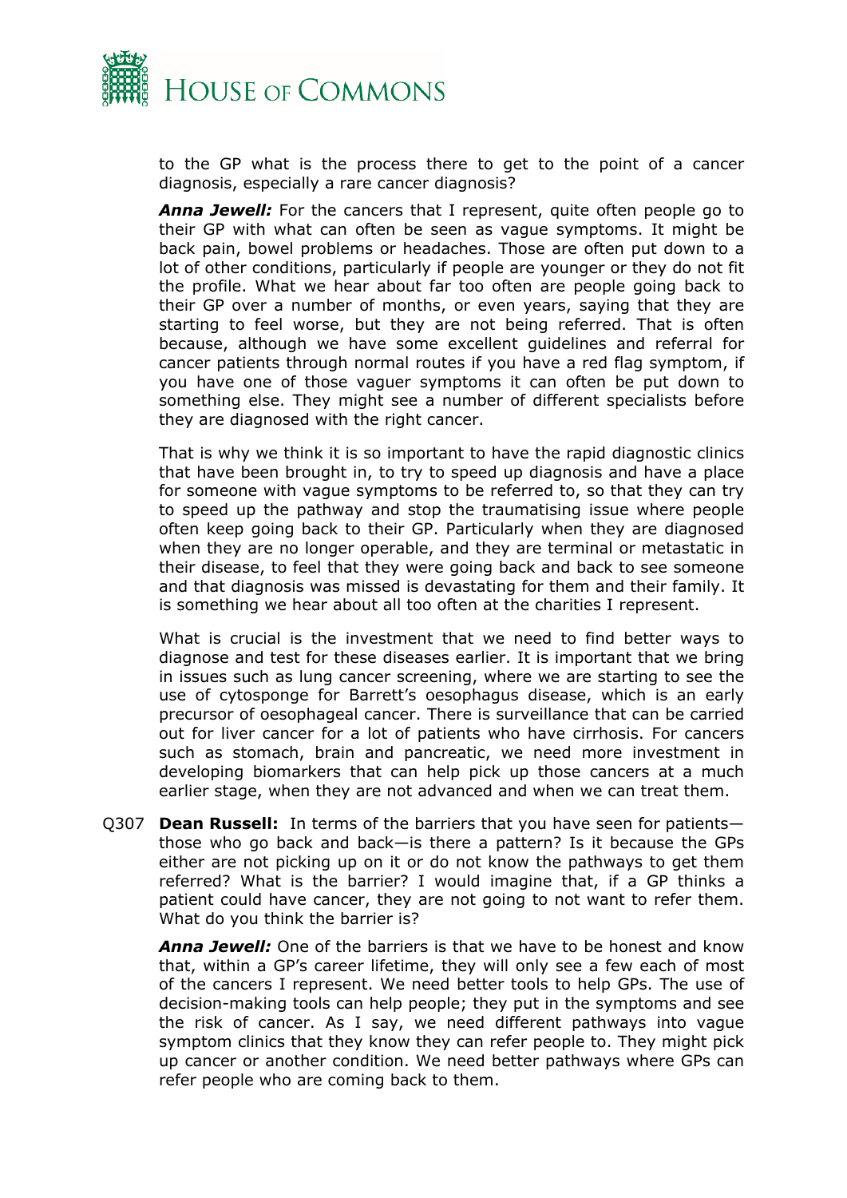to the GP what is the process there to get to the point of a cancer diagnosis, especially a rare cancer diagnosis?

***Anna Jewell:*** For the cancers that I represent, quite often people go to their GP with what can often be seen as vague symptoms. It might be back pain, bowel problems or headaches. Those are often put down to a lot of other conditions, particularly if people are younger or they do not fit the profile. What we hear about far too often are people going back to their GP over a number of months, or even years, saying that they are starting to feel worse, but they are not being referred. That is often because, although we have some excellent guidelines and referral for cancer patients through normal routes if you have a red flag symptom, if you have one of those vaguer symptoms it can often be put down to something else. They might see a number of different specialists before they are diagnosed with the right cancer.

That is why we think it is so important to have the rapid diagnostic clinics that have been brought in, to try to speed up diagnosis and have a place for someone with vague symptoms to be referred to, so that they can try to speed up the pathway and stop the traumatising issue where people often keep going back to their GP. Particularly when they are diagnosed when they are no longer operable, and they are terminal or metastatic in their disease, to feel that they were going back and back to see someone and that diagnosis was missed is devastating for them and their family. It is something we hear about all too often at the charities I represent.

What is crucial is the investment that we need to find better ways to diagnose and test for these diseases earlier. It is important that we bring in issues such as lung cancer screening, where we are starting to see the use of cytosponge for Barrett's oesophagus disease, which is an early precursor of oesophageal cancer. There is surveillance that can be carried out for liver cancer for a lot of patients who have cirrhosis. For cancers such as stomach, brain and pancreatic, we need more investment in developing biomarkers that can help pick up those cancers at a much earlier stage, when they are not advanced and when we can treat them.

Q307 **Dean Russell:** In terms of the barriers that you have seen for patients—those who go back and back—is there a pattern? Is it because the GPs either are not picking up on it or do not know the pathways to get them referred? What is the barrier? I would imagine that, if a GP thinks a patient could have cancer, they are not going to not want to refer them. What do you think the barrier is?

***Anna Jewell:*** One of the barriers is that we have to be honest and know that, within a GP's career lifetime, they will only see a few each of most of the cancers I represent. We need better tools to help GPs. The use of decision-making tools can help people; they put in the symptoms and see the risk of cancer. As I say, we need different pathways into vague symptom clinics that they know they can refer people to. They might pick up cancer or another condition. We need better pathways where GPs can refer people who are coming back to them.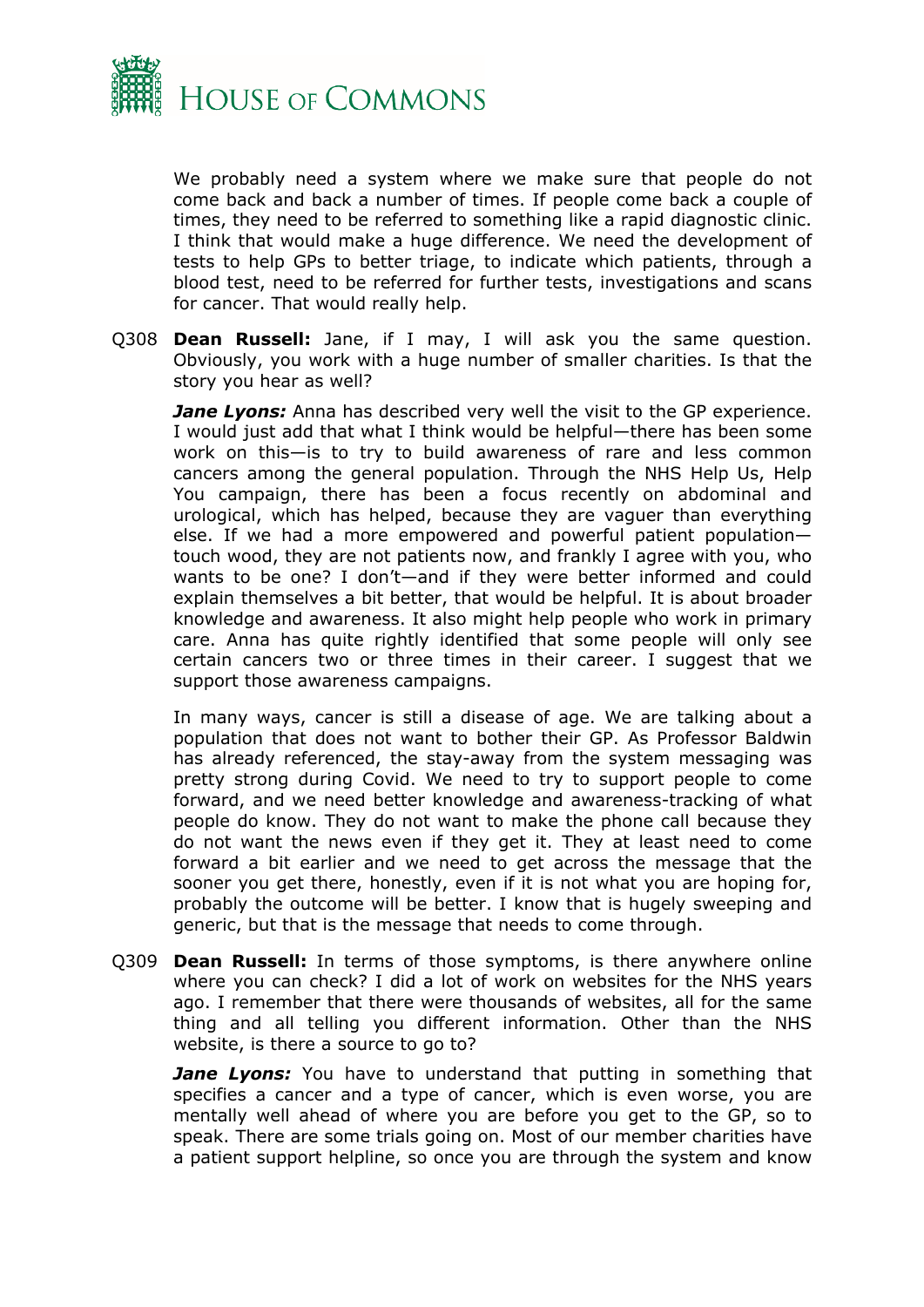We probably need a system where we make sure that people do not come back and back a number of times. If people come back a couple of times, they need to be referred to something like a rapid diagnostic clinic. I think that would make a huge difference. We need the development of tests to help GPs to better triage, to indicate which patients, through a blood test, need to be referred for further tests, investigations and scans for cancer. That would really help.

Q308 **Dean Russell:** Jane, if I may, I will ask you the same question. Obviously, you work with a huge number of smaller charities. Is that the story you hear as well?

***Jane Lyons:*** Anna has described very well the visit to the GP experience. I would just add that what I think would be helpful—there has been some work on this—is to try to build awareness of rare and less common cancers among the general population. Through the NHS Help Us, Help You campaign, there has been a focus recently on abdominal and urological, which has helped, because they are vaguer than everything else. If we had a more empowered and powerful patient population—touch wood, they are not patients now, and frankly I agree with you, who wants to be one? I don't—and if they were better informed and could explain themselves a bit better, that would be helpful. It is about broader knowledge and awareness. It also might help people who work in primary care. Anna has quite rightly identified that some people will only see certain cancers two or three times in their career. I suggest that we support those awareness campaigns.

In many ways, cancer is still a disease of age. We are talking about a population that does not want to bother their GP. As Professor Baldwin has already referenced, the stay-away from the system messaging was pretty strong during Covid. We need to try to support people to come forward, and we need better knowledge and awareness-tracking of what people do know. They do not want to make the phone call because they do not want the news even if they get it. They at least need to come forward a bit earlier and we need to get across the message that the sooner you get there, honestly, even if it is not what you are hoping for, probably the outcome will be better. I know that is hugely sweeping and generic, but that is the message that needs to come through.

Q309 **Dean Russell:** In terms of those symptoms, is there anywhere online where you can check? I did a lot of work on websites for the NHS years ago. I remember that there were thousands of websites, all for the same thing and all telling you different information. Other than the NHS website, is there a source to go to?

***Jane Lyons:*** You have to understand that putting in something that specifies a cancer and a type of cancer, which is even worse, you are mentally well ahead of where you are before you get to the GP, so to speak. There are some trials going on. Most of our member charities have a patient support helpline, so once you are through the system and know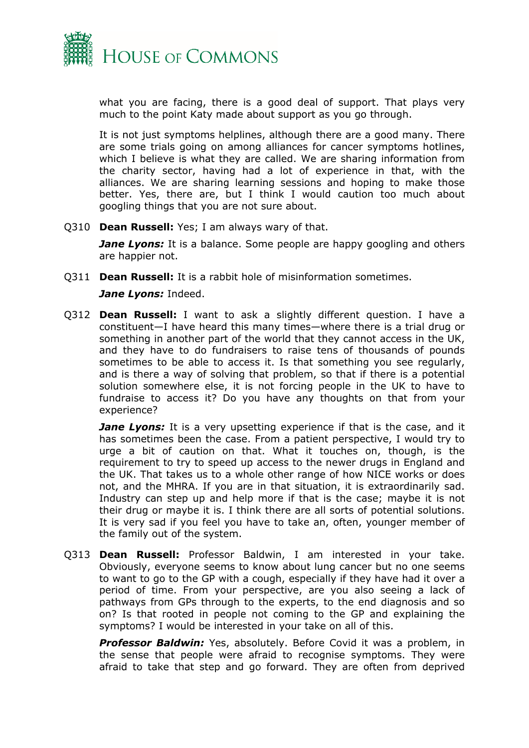what you are facing, there is a good deal of support. That plays very much to the point Katy made about support as you go through.

It is not just symptoms helplines, although there are a good many. There are some trials going on among alliances for cancer symptoms hotlines, which I believe is what they are called. We are sharing information from the charity sector, having had a lot of experience in that, with the alliances. We are sharing learning sessions and hoping to make those better. Yes, there are, but I think I would caution too much about googling things that you are not sure about.

Q310 **Dean Russell:** Yes; I am always wary of that.

***Jane Lyons:*** It is a balance. Some people are happy googling and others are happier not.

Q311 **Dean Russell:** It is a rabbit hole of misinformation sometimes.

***Jane Lyons:*** Indeed.

Q312 **Dean Russell:** I want to ask a slightly different question. I have a constituent—I have heard this many times—where there is a trial drug or something in another part of the world that they cannot access in the UK, and they have to do fundraisers to raise tens of thousands of pounds sometimes to be able to access it. Is that something you see regularly, and is there a way of solving that problem, so that if there is a potential solution somewhere else, it is not forcing people in the UK to have to fundraise to access it? Do you have any thoughts on that from your experience?

***Jane Lyons:*** It is a very upsetting experience if that is the case, and it has sometimes been the case. From a patient perspective, I would try to urge a bit of caution on that. What it touches on, though, is the requirement to try to speed up access to the newer drugs in England and the UK. That takes us to a whole other range of how NICE works or does not, and the MHRA. If you are in that situation, it is extraordinarily sad. Industry can step up and help more if that is the case; maybe it is not their drug or maybe it is. I think there are all sorts of potential solutions. It is very sad if you feel you have to take an, often, younger member of the family out of the system.

Q313 **Dean Russell:** Professor Baldwin, I am interested in your take. Obviously, everyone seems to know about lung cancer but no one seems to want to go to the GP with a cough, especially if they have had it over a period of time. From your perspective, are you also seeing a lack of pathways from GPs through to the experts, to the end diagnosis and so on? Is that rooted in people not coming to the GP and explaining the symptoms? I would be interested in your take on all of this.

***Professor Baldwin:*** Yes, absolutely. Before Covid it was a problem, in the sense that people were afraid to recognise symptoms. They were afraid to take that step and go forward. They are often from deprived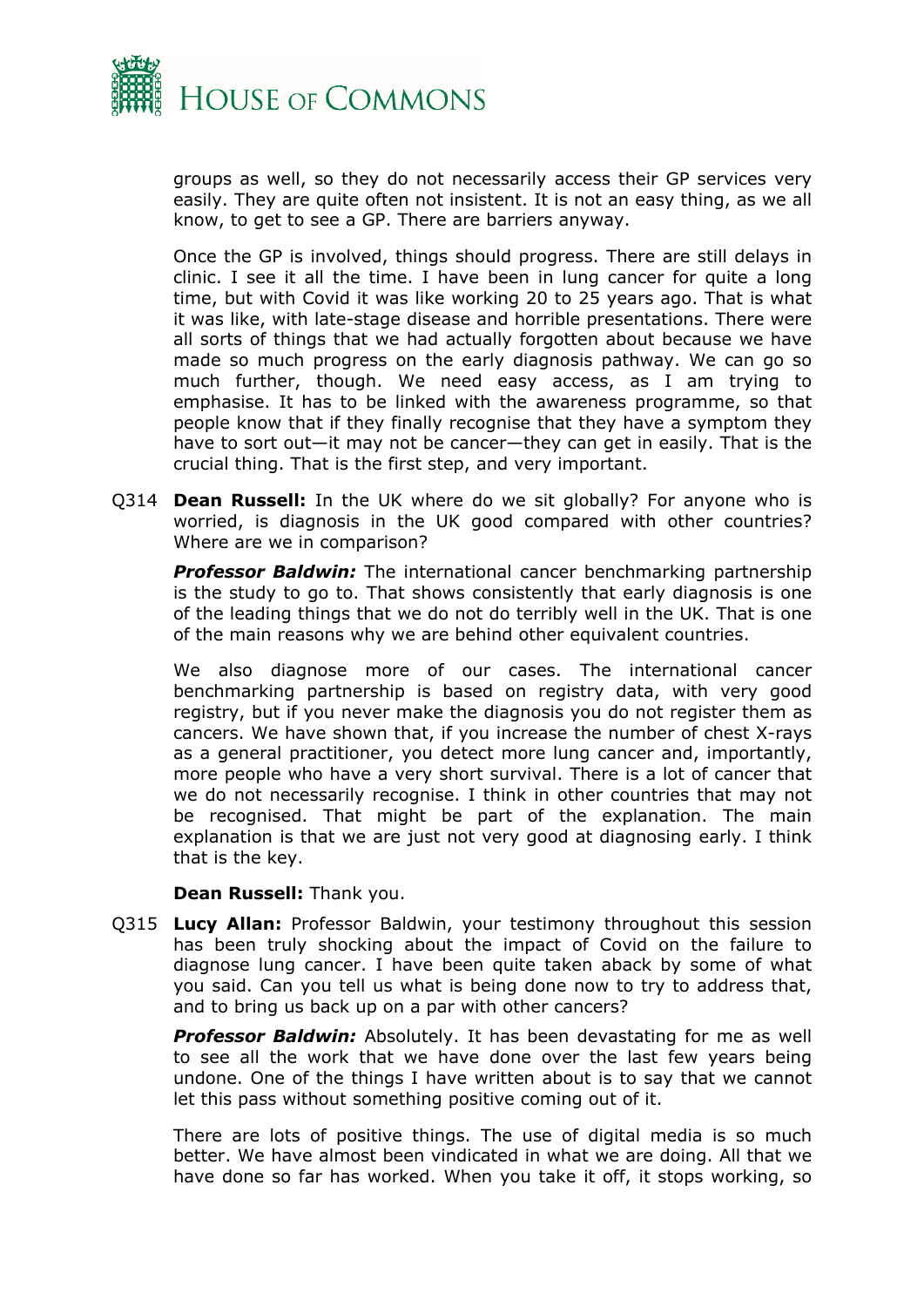groups as well, so they do not necessarily access their GP services very easily. They are quite often not insistent. It is not an easy thing, as we all know, to get to see a GP. There are barriers anyway.

Once the GP is involved, things should progress. There are still delays in clinic. I see it all the time. I have been in lung cancer for quite a long time, but with Covid it was like working 20 to 25 years ago. That is what it was like, with late-stage disease and horrible presentations. There were all sorts of things that we had actually forgotten about because we have made so much progress on the early diagnosis pathway. We can go so much further, though. We need easy access, as I am trying to emphasise. It has to be linked with the awareness programme, so that people know that if they finally recognise that they have a symptom they have to sort out—it may not be cancer—they can get in easily. That is the crucial thing. That is the first step, and very important.

Q314 **Dean Russell:** In the UK where do we sit globally? For anyone who is worried, is diagnosis in the UK good compared with other countries? Where are we in comparison?

***Professor Baldwin:*** The international cancer benchmarking partnership is the study to go to. That shows consistently that early diagnosis is one of the leading things that we do not do terribly well in the UK. That is one of the main reasons why we are behind other equivalent countries.

We also diagnose more of our cases. The international cancer benchmarking partnership is based on registry data, with very good registry, but if you never make the diagnosis you do not register them as cancers. We have shown that, if you increase the number of chest X-rays as a general practitioner, you detect more lung cancer and, importantly, more people who have a very short survival. There is a lot of cancer that we do not necessarily recognise. I think in other countries that may not be recognised. That might be part of the explanation. The main explanation is that we are just not very good at diagnosing early. I think that is the key.

**Dean Russell:** Thank you.

Q315 **Lucy Allan:** Professor Baldwin, your testimony throughout this session has been truly shocking about the impact of Covid on the failure to diagnose lung cancer. I have been quite taken aback by some of what you said. Can you tell us what is being done now to try to address that, and to bring us back up on a par with other cancers?

***Professor Baldwin:*** Absolutely. It has been devastating for me as well to see all the work that we have done over the last few years being undone. One of the things I have written about is to say that we cannot let this pass without something positive coming out of it.

There are lots of positive things. The use of digital media is so much better. We have almost been vindicated in what we are doing. All that we have done so far has worked. When you take it off, it stops working, so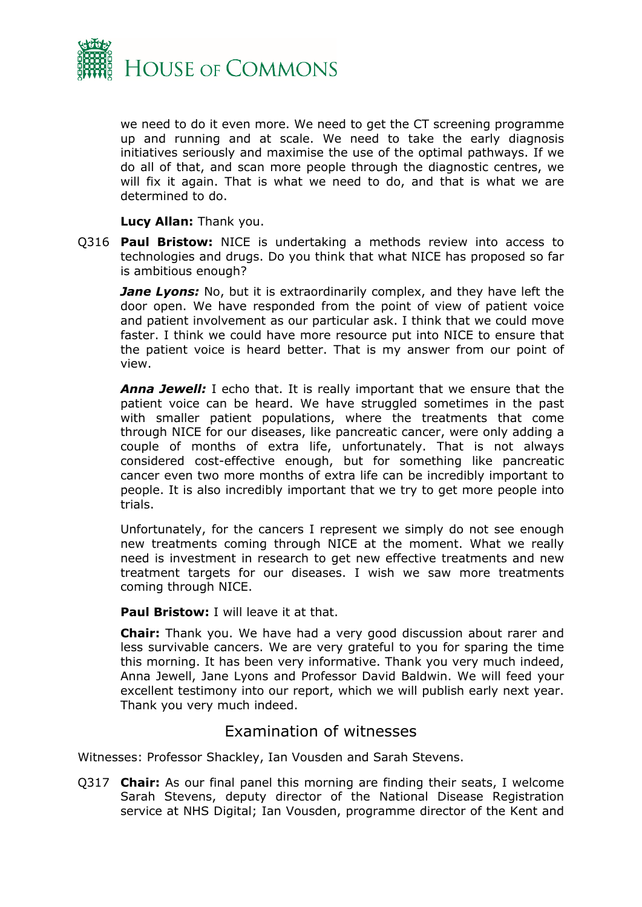we need to do it even more. We need to get the CT screening programme up and running and at scale. We need to take the early diagnosis initiatives seriously and maximise the use of the optimal pathways. If we do all of that, and scan more people through the diagnostic centres, we will fix it again. That is what we need to do, and that is what we are determined to do.

**Lucy Allan:** Thank you.

Q316 **Paul Bristow:** NICE is undertaking a methods review into access to technologies and drugs. Do you think that what NICE has proposed so far is ambitious enough?

***Jane Lyons:*** No, but it is extraordinarily complex, and they have left the door open. We have responded from the point of view of patient voice and patient involvement as our particular ask. I think that we could move faster. I think we could have more resource put into NICE to ensure that the patient voice is heard better. That is my answer from our point of view.

***Anna Jewell:*** I echo that. It is really important that we ensure that the patient voice can be heard. We have struggled sometimes in the past with smaller patient populations, where the treatments that come through NICE for our diseases, like pancreatic cancer, were only adding a couple of months of extra life, unfortunately. That is not always considered cost-effective enough, but for something like pancreatic cancer even two more months of extra life can be incredibly important to people. It is also incredibly important that we try to get more people into trials.

Unfortunately, for the cancers I represent we simply do not see enough new treatments coming through NICE at the moment. What we really need is investment in research to get new effective treatments and new treatment targets for our diseases. I wish we saw more treatments coming through NICE.

**Paul Bristow:** I will leave it at that.

**Chair:** Thank you. We have had a very good discussion about rarer and less survivable cancers. We are very grateful to you for sparing the time this morning. It has been very informative. Thank you very much indeed, Anna Jewell, Jane Lyons and Professor David Baldwin. We will feed your excellent testimony into our report, which we will publish early next year. Thank you very much indeed.

## Examination of witnesses

Witnesses: Professor Shackley, Ian Vousden and Sarah Stevens.

Q317 **Chair:** As our final panel this morning are finding their seats, I welcome Sarah Stevens, deputy director of the National Disease Registration service at NHS Digital; Ian Vousden, programme director of the Kent and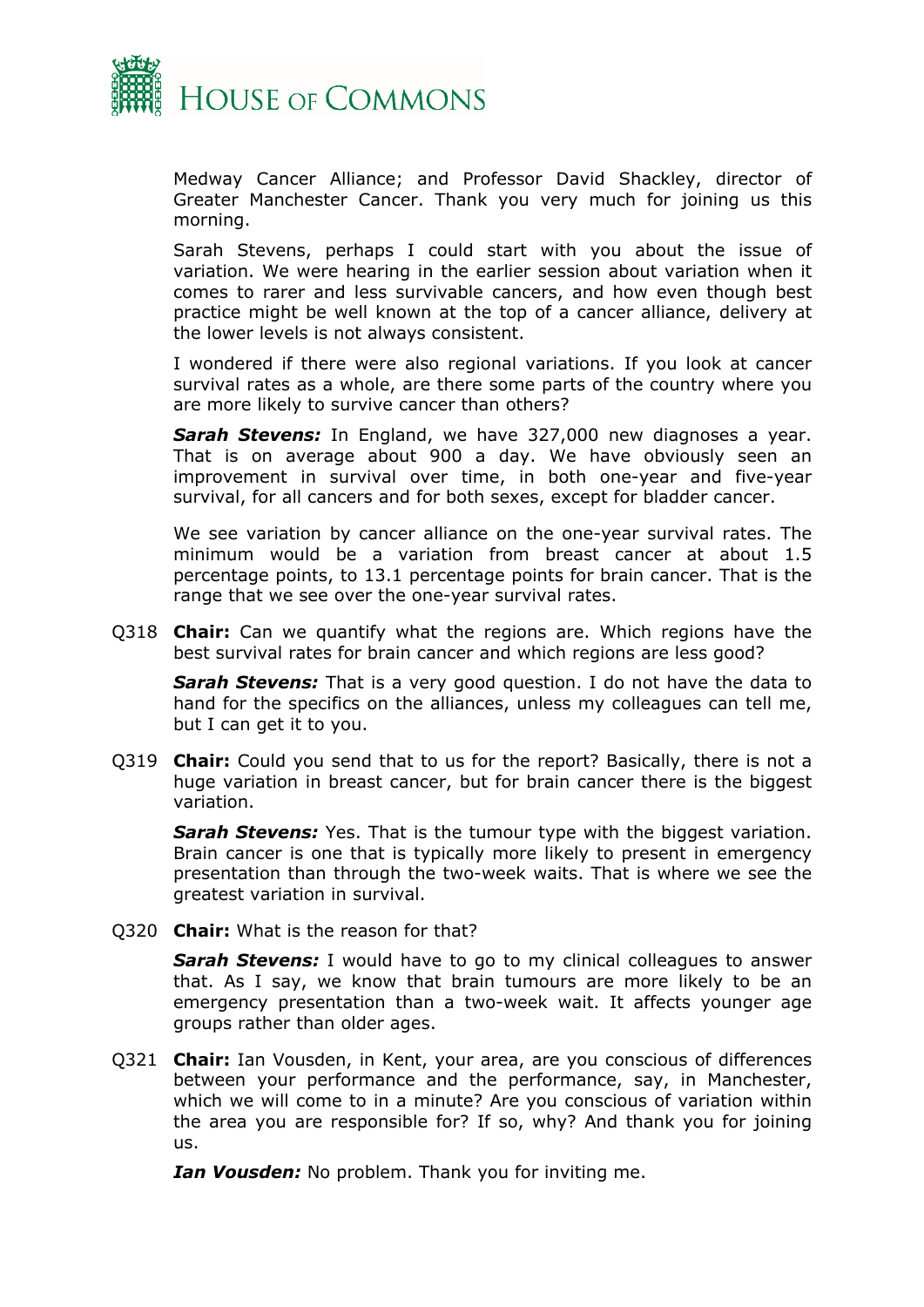Medway Cancer Alliance; and Professor David Shackley, director of Greater Manchester Cancer. Thank you very much for joining us this morning.

Sarah Stevens, perhaps I could start with you about the issue of variation. We were hearing in the earlier session about variation when it comes to rarer and less survivable cancers, and how even though best practice might be well known at the top of a cancer alliance, delivery at the lower levels is not always consistent.

I wondered if there were also regional variations. If you look at cancer survival rates as a whole, are there some parts of the country where you are more likely to survive cancer than others?

***Sarah Stevens:*** In England, we have 327,000 new diagnoses a year. That is on average about 900 a day. We have obviously seen an improvement in survival over time, in both one-year and five-year survival, for all cancers and for both sexes, except for bladder cancer.

We see variation by cancer alliance on the one-year survival rates. The minimum would be a variation from breast cancer at about 1.5 percentage points, to 13.1 percentage points for brain cancer. That is the range that we see over the one-year survival rates.

Q318 **Chair:** Can we quantify what the regions are. Which regions have the best survival rates for brain cancer and which regions are less good?

***Sarah Stevens:*** That is a very good question. I do not have the data to hand for the specifics on the alliances, unless my colleagues can tell me, but I can get it to you.

Q319 **Chair:** Could you send that to us for the report? Basically, there is not a huge variation in breast cancer, but for brain cancer there is the biggest variation.

***Sarah Stevens:*** Yes. That is the tumour type with the biggest variation. Brain cancer is one that is typically more likely to present in emergency presentation than through the two-week waits. That is where we see the greatest variation in survival.

Q320 **Chair:** What is the reason for that?

***Sarah Stevens:*** I would have to go to my clinical colleagues to answer that. As I say, we know that brain tumours are more likely to be an emergency presentation than a two-week wait. It affects younger age groups rather than older ages.

Q321 **Chair:** Ian Vousden, in Kent, your area, are you conscious of differences between your performance and the performance, say, in Manchester, which we will come to in a minute? Are you conscious of variation within the area you are responsible for? If so, why? And thank you for joining us.

***Ian Vousden:*** No problem. Thank you for inviting me.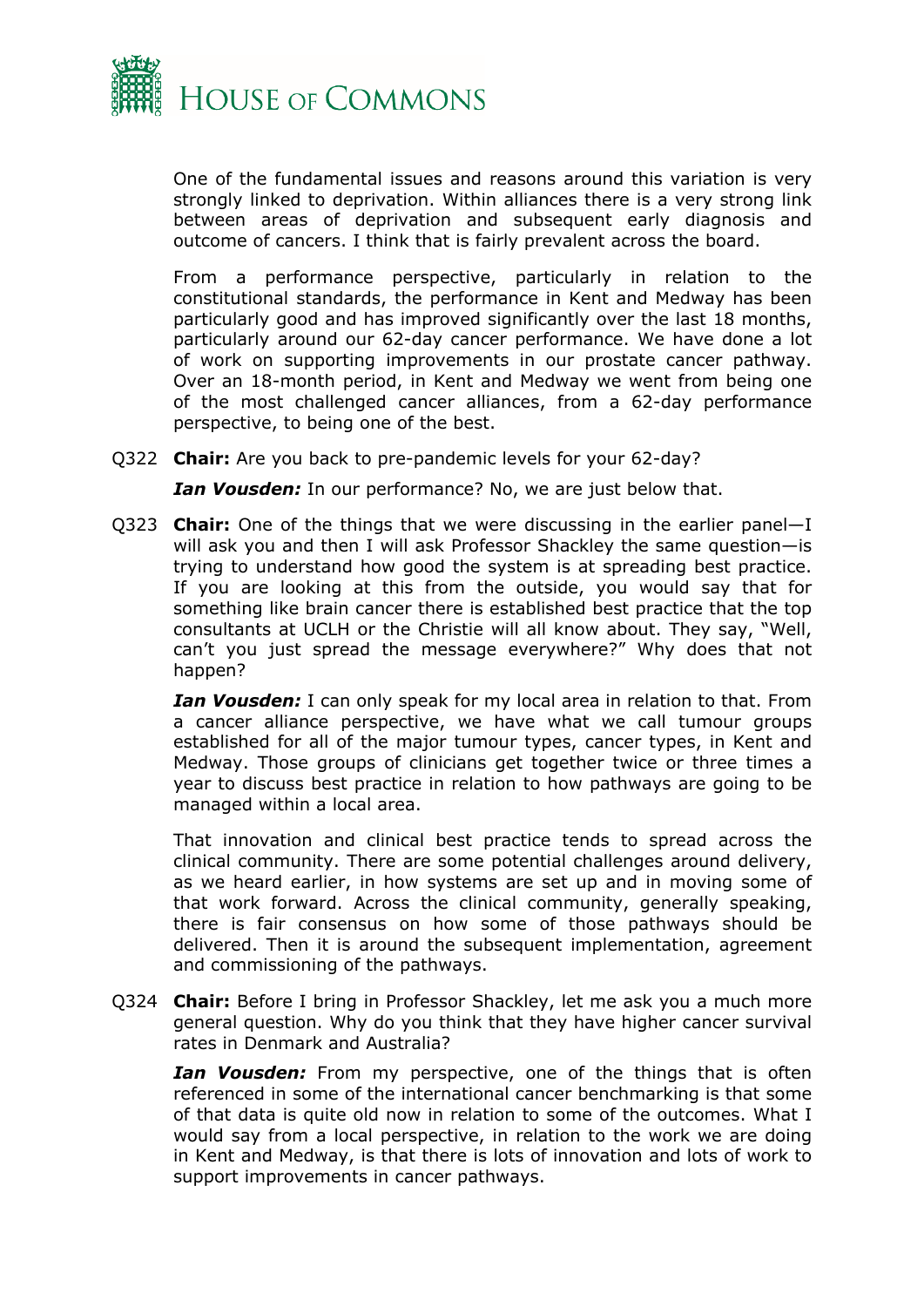One of the fundamental issues and reasons around this variation is very strongly linked to deprivation. Within alliances there is a very strong link between areas of deprivation and subsequent early diagnosis and outcome of cancers. I think that is fairly prevalent across the board.

From a performance perspective, particularly in relation to the constitutional standards, the performance in Kent and Medway has been particularly good and has improved significantly over the last 18 months, particularly around our 62-day cancer performance. We have done a lot of work on supporting improvements in our prostate cancer pathway. Over an 18-month period, in Kent and Medway we went from being one of the most challenged cancer alliances, from a 62-day performance perspective, to being one of the best.

Q322 **Chair:** Are you back to pre-pandemic levels for your 62-day?

***Ian Vousden:*** In our performance? No, we are just below that.

Q323 **Chair:** One of the things that we were discussing in the earlier panel—I will ask you and then I will ask Professor Shackley the same question—is trying to understand how good the system is at spreading best practice. If you are looking at this from the outside, you would say that for something like brain cancer there is established best practice that the top consultants at UCLH or the Christie will all know about. They say, "Well, can't you just spread the message everywhere?" Why does that not happen?

***Ian Vousden:*** I can only speak for my local area in relation to that. From a cancer alliance perspective, we have what we call tumour groups established for all of the major tumour types, cancer types, in Kent and Medway. Those groups of clinicians get together twice or three times a year to discuss best practice in relation to how pathways are going to be managed within a local area.

That innovation and clinical best practice tends to spread across the clinical community. There are some potential challenges around delivery, as we heard earlier, in how systems are set up and in moving some of that work forward. Across the clinical community, generally speaking, there is fair consensus on how some of those pathways should be delivered. Then it is around the subsequent implementation, agreement and commissioning of the pathways.

Q324 **Chair:** Before I bring in Professor Shackley, let me ask you a much more general question. Why do you think that they have higher cancer survival rates in Denmark and Australia?

***Ian Vousden:*** From my perspective, one of the things that is often referenced in some of the international cancer benchmarking is that some of that data is quite old now in relation to some of the outcomes. What I would say from a local perspective, in relation to the work we are doing in Kent and Medway, is that there is lots of innovation and lots of work to support improvements in cancer pathways.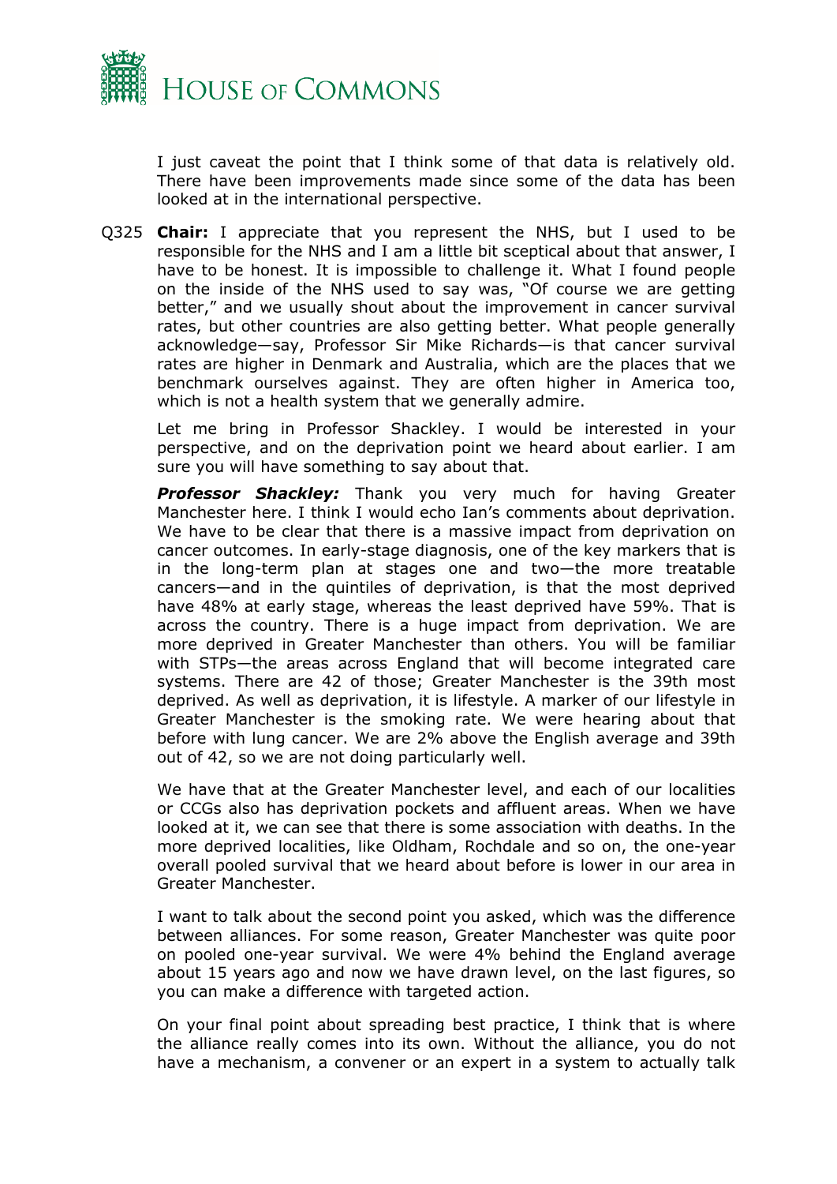I just caveat the point that I think some of that data is relatively old. There have been improvements made since some of the data has been looked at in the international perspective.

Q325 **Chair:** I appreciate that you represent the NHS, but I used to be responsible for the NHS and I am a little bit sceptical about that answer, I have to be honest. It is impossible to challenge it. What I found people on the inside of the NHS used to say was, "Of course we are getting better," and we usually shout about the improvement in cancer survival rates, but other countries are also getting better. What people generally acknowledge—say, Professor Sir Mike Richards—is that cancer survival rates are higher in Denmark and Australia, which are the places that we benchmark ourselves against. They are often higher in America too, which is not a health system that we generally admire.

Let me bring in Professor Shackley. I would be interested in your perspective, and on the deprivation point we heard about earlier. I am sure you will have something to say about that.

***Professor Shackley:*** Thank you very much for having Greater Manchester here. I think I would echo Ian's comments about deprivation. We have to be clear that there is a massive impact from deprivation on cancer outcomes. In early-stage diagnosis, one of the key markers that is in the long-term plan at stages one and two—the more treatable cancers—and in the quintiles of deprivation, is that the most deprived have 48% at early stage, whereas the least deprived have 59%. That is across the country. There is a huge impact from deprivation. We are more deprived in Greater Manchester than others. You will be familiar with STPs—the areas across England that will become integrated care systems. There are 42 of those; Greater Manchester is the 39th most deprived. As well as deprivation, it is lifestyle. A marker of our lifestyle in Greater Manchester is the smoking rate. We were hearing about that before with lung cancer. We are 2% above the English average and 39th out of 42, so we are not doing particularly well.

We have that at the Greater Manchester level, and each of our localities or CCGs also has deprivation pockets and affluent areas. When we have looked at it, we can see that there is some association with deaths. In the more deprived localities, like Oldham, Rochdale and so on, the one-year overall pooled survival that we heard about before is lower in our area in Greater Manchester.

I want to talk about the second point you asked, which was the difference between alliances. For some reason, Greater Manchester was quite poor on pooled one-year survival. We were 4% behind the England average about 15 years ago and now we have drawn level, on the last figures, so you can make a difference with targeted action.

On your final point about spreading best practice, I think that is where the alliance really comes into its own. Without the alliance, you do not have a mechanism, a convener or an expert in a system to actually talk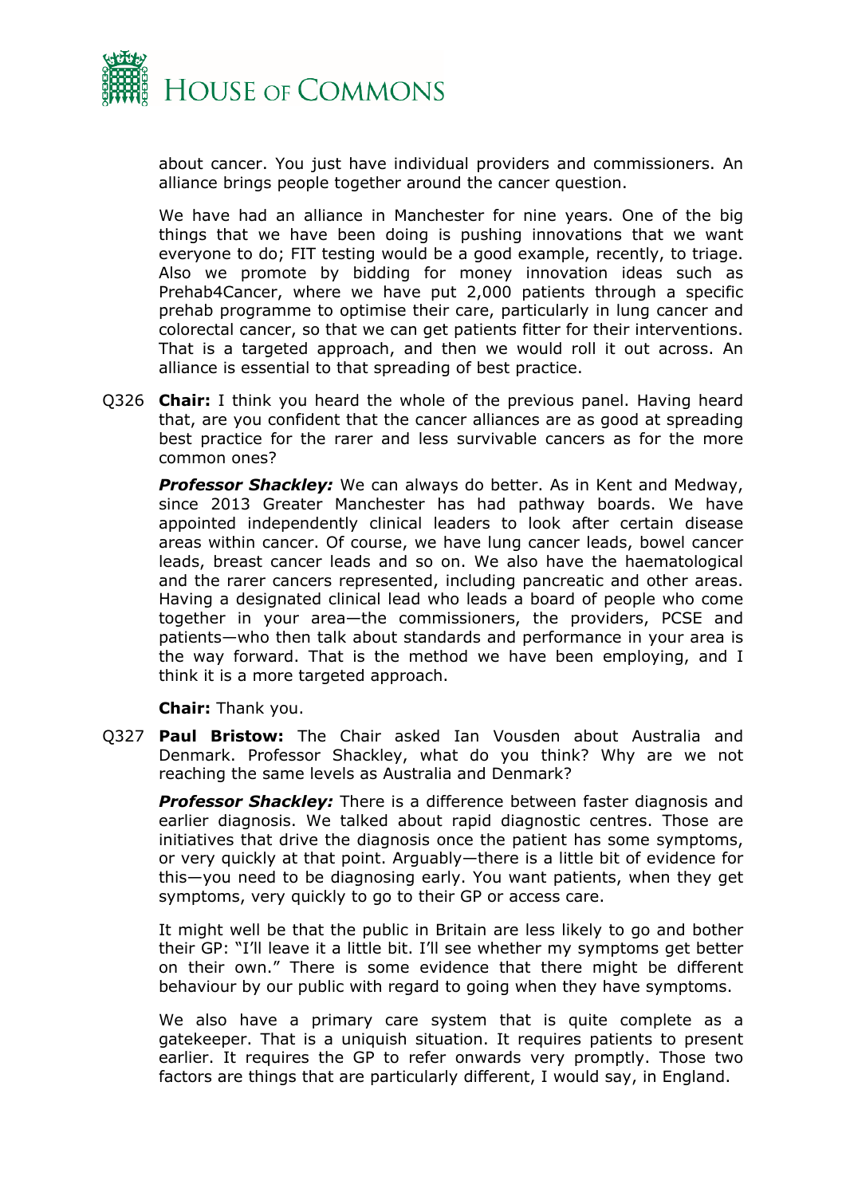about cancer. You just have individual providers and commissioners. An alliance brings people together around the cancer question.

We have had an alliance in Manchester for nine years. One of the big things that we have been doing is pushing innovations that we want everyone to do; FIT testing would be a good example, recently, to triage. Also we promote by bidding for money innovation ideas such as Prehab4Cancer, where we have put 2,000 patients through a specific prehab programme to optimise their care, particularly in lung cancer and colorectal cancer, so that we can get patients fitter for their interventions. That is a targeted approach, and then we would roll it out across. An alliance is essential to that spreading of best practice.

Q326 **Chair:** I think you heard the whole of the previous panel. Having heard that, are you confident that the cancer alliances are as good at spreading best practice for the rarer and less survivable cancers as for the more common ones?

***Professor Shackley:*** We can always do better. As in Kent and Medway, since 2013 Greater Manchester has had pathway boards. We have appointed independently clinical leaders to look after certain disease areas within cancer. Of course, we have lung cancer leads, bowel cancer leads, breast cancer leads and so on. We also have the haematological and the rarer cancers represented, including pancreatic and other areas. Having a designated clinical lead who leads a board of people who come together in your area—the commissioners, the providers, PCSE and patients—who then talk about standards and performance in your area is the way forward. That is the method we have been employing, and I think it is a more targeted approach.

**Chair:** Thank you.

Q327 **Paul Bristow:** The Chair asked Ian Vousden about Australia and Denmark. Professor Shackley, what do you think? Why are we not reaching the same levels as Australia and Denmark?

***Professor Shackley:*** There is a difference between faster diagnosis and earlier diagnosis. We talked about rapid diagnostic centres. Those are initiatives that drive the diagnosis once the patient has some symptoms, or very quickly at that point. Arguably—there is a little bit of evidence for this—you need to be diagnosing early. You want patients, when they get symptoms, very quickly to go to their GP or access care.

It might well be that the public in Britain are less likely to go and bother their GP: "I'll leave it a little bit. I'll see whether my symptoms get better on their own." There is some evidence that there might be different behaviour by our public with regard to going when they have symptoms.

We also have a primary care system that is quite complete as a gatekeeper. That is a uniquish situation. It requires patients to present earlier. It requires the GP to refer onwards very promptly. Those two factors are things that are particularly different, I would say, in England.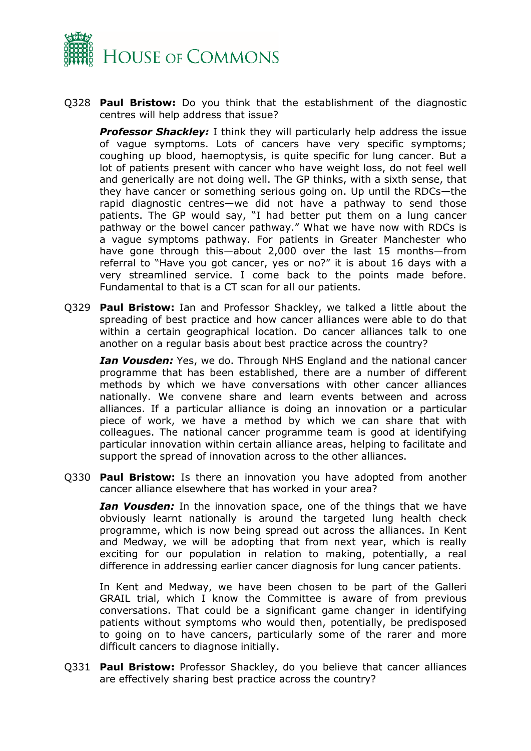Q328 **Paul Bristow:** Do you think that the establishment of the diagnostic centres will help address that issue?

***Professor Shackley:*** I think they will particularly help address the issue of vague symptoms. Lots of cancers have very specific symptoms; coughing up blood, haemoptysis, is quite specific for lung cancer. But a lot of patients present with cancer who have weight loss, do not feel well and generically are not doing well. The GP thinks, with a sixth sense, that they have cancer or something serious going on. Up until the RDCs—the rapid diagnostic centres—we did not have a pathway to send those patients. The GP would say, "I had better put them on a lung cancer pathway or the bowel cancer pathway." What we have now with RDCs is a vague symptoms pathway. For patients in Greater Manchester who have gone through this—about 2,000 over the last 15 months—from referral to "Have you got cancer, yes or no?" it is about 16 days with a very streamlined service. I come back to the points made before. Fundamental to that is a CT scan for all our patients.

Q329 **Paul Bristow:** Ian and Professor Shackley, we talked a little about the spreading of best practice and how cancer alliances were able to do that within a certain geographical location. Do cancer alliances talk to one another on a regular basis about best practice across the country?

***Ian Vousden:*** Yes, we do. Through NHS England and the national cancer programme that has been established, there are a number of different methods by which we have conversations with other cancer alliances nationally. We convene share and learn events between and across alliances. If a particular alliance is doing an innovation or a particular piece of work, we have a method by which we can share that with colleagues. The national cancer programme team is good at identifying particular innovation within certain alliance areas, helping to facilitate and support the spread of innovation across to the other alliances.

Q330 **Paul Bristow:** Is there an innovation you have adopted from another cancer alliance elsewhere that has worked in your area?

***Ian Vousden:*** In the innovation space, one of the things that we have obviously learnt nationally is around the targeted lung health check programme, which is now being spread out across the alliances. In Kent and Medway, we will be adopting that from next year, which is really exciting for our population in relation to making, potentially, a real difference in addressing earlier cancer diagnosis for lung cancer patients.

In Kent and Medway, we have been chosen to be part of the Galleri GRAIL trial, which I know the Committee is aware of from previous conversations. That could be a significant game changer in identifying patients without symptoms who would then, potentially, be predisposed to going on to have cancers, particularly some of the rarer and more difficult cancers to diagnose initially.

Q331 **Paul Bristow:** Professor Shackley, do you believe that cancer alliances are effectively sharing best practice across the country?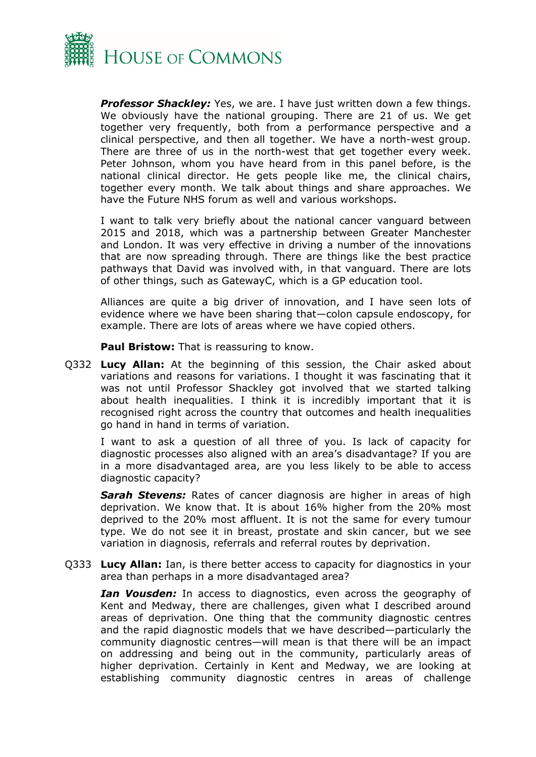***Professor Shackley:*** Yes, we are. I have just written down a few things. We obviously have the national grouping. There are 21 of us. We get together very frequently, both from a performance perspective and a clinical perspective, and then all together. We have a north-west group. There are three of us in the north-west that get together every week. Peter Johnson, whom you have heard from in this panel before, is the national clinical director. He gets people like me, the clinical chairs, together every month. We talk about things and share approaches. We have the Future NHS forum as well and various workshops.

I want to talk very briefly about the national cancer vanguard between 2015 and 2018, which was a partnership between Greater Manchester and London. It was very effective in driving a number of the innovations that are now spreading through. There are things like the best practice pathways that David was involved with, in that vanguard. There are lots of other things, such as GatewayC, which is a GP education tool.

Alliances are quite a big driver of innovation, and I have seen lots of evidence where we have been sharing that—colon capsule endoscopy, for example. There are lots of areas where we have copied others.

**Paul Bristow:** That is reassuring to know.

Q332 **Lucy Allan:** At the beginning of this session, the Chair asked about variations and reasons for variations. I thought it was fascinating that it was not until Professor Shackley got involved that we started talking about health inequalities. I think it is incredibly important that it is recognised right across the country that outcomes and health inequalities go hand in hand in terms of variation.

I want to ask a question of all three of you. Is lack of capacity for diagnostic processes also aligned with an area's disadvantage? If you are in a more disadvantaged area, are you less likely to be able to access diagnostic capacity?

***Sarah Stevens:*** Rates of cancer diagnosis are higher in areas of high deprivation. We know that. It is about 16% higher from the 20% most deprived to the 20% most affluent. It is not the same for every tumour type. We do not see it in breast, prostate and skin cancer, but we see variation in diagnosis, referrals and referral routes by deprivation.

Q333 **Lucy Allan:** Ian, is there better access to capacity for diagnostics in your area than perhaps in a more disadvantaged area?

***Ian Vousden:*** In access to diagnostics, even across the geography of Kent and Medway, there are challenges, given what I described around areas of deprivation. One thing that the community diagnostic centres and the rapid diagnostic models that we have described—particularly the community diagnostic centres—will mean is that there will be an impact on addressing and being out in the community, particularly areas of higher deprivation. Certainly in Kent and Medway, we are looking at establishing community diagnostic centres in areas of challenge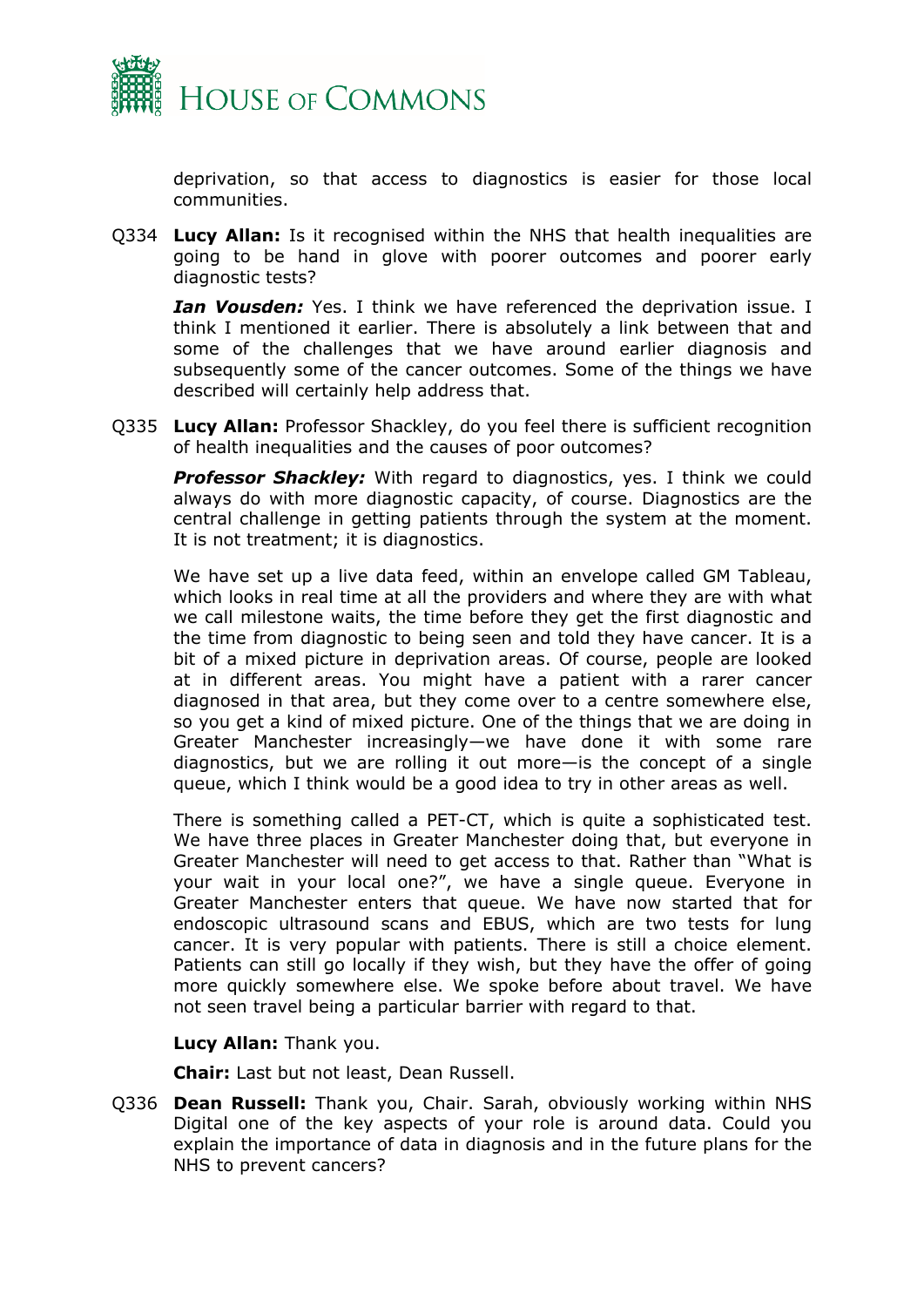deprivation, so that access to diagnostics is easier for those local communities.

Q334 **Lucy Allan:** Is it recognised within the NHS that health inequalities are going to be hand in glove with poorer outcomes and poorer early diagnostic tests?

***Ian Vousden:*** Yes. I think we have referenced the deprivation issue. I think I mentioned it earlier. There is absolutely a link between that and some of the challenges that we have around earlier diagnosis and subsequently some of the cancer outcomes. Some of the things we have described will certainly help address that.

Q335 **Lucy Allan:** Professor Shackley, do you feel there is sufficient recognition of health inequalities and the causes of poor outcomes?

***Professor Shackley:*** With regard to diagnostics, yes. I think we could always do with more diagnostic capacity, of course. Diagnostics are the central challenge in getting patients through the system at the moment. It is not treatment; it is diagnostics.

We have set up a live data feed, within an envelope called GM Tableau, which looks in real time at all the providers and where they are with what we call milestone waits, the time before they get the first diagnostic and the time from diagnostic to being seen and told they have cancer. It is a bit of a mixed picture in deprivation areas. Of course, people are looked at in different areas. You might have a patient with a rarer cancer diagnosed in that area, but they come over to a centre somewhere else, so you get a kind of mixed picture. One of the things that we are doing in Greater Manchester increasingly—we have done it with some rare diagnostics, but we are rolling it out more—is the concept of a single queue, which I think would be a good idea to try in other areas as well.

There is something called a PET-CT, which is quite a sophisticated test. We have three places in Greater Manchester doing that, but everyone in Greater Manchester will need to get access to that. Rather than "What is your wait in your local one?", we have a single queue. Everyone in Greater Manchester enters that queue. We have now started that for endoscopic ultrasound scans and EBUS, which are two tests for lung cancer. It is very popular with patients. There is still a choice element. Patients can still go locally if they wish, but they have the offer of going more quickly somewhere else. We spoke before about travel. We have not seen travel being a particular barrier with regard to that.

**Lucy Allan:** Thank you.

**Chair:** Last but not least, Dean Russell.

Q336 **Dean Russell:** Thank you, Chair. Sarah, obviously working within NHS Digital one of the key aspects of your role is around data. Could you explain the importance of data in diagnosis and in the future plans for the NHS to prevent cancers?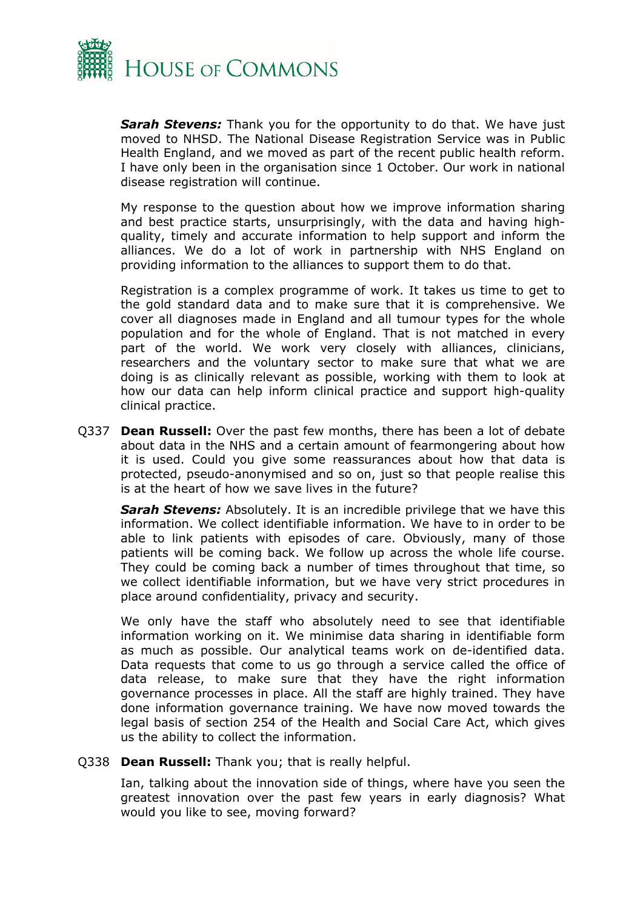***Sarah Stevens:*** Thank you for the opportunity to do that. We have just moved to NHSD. The National Disease Registration Service was in Public Health England, and we moved as part of the recent public health reform. I have only been in the organisation since 1 October. Our work in national disease registration will continue.

My response to the question about how we improve information sharing and best practice starts, unsurprisingly, with the data and having high-quality, timely and accurate information to help support and inform the alliances. We do a lot of work in partnership with NHS England on providing information to the alliances to support them to do that.

Registration is a complex programme of work. It takes us time to get to the gold standard data and to make sure that it is comprehensive. We cover all diagnoses made in England and all tumour types for the whole population and for the whole of England. That is not matched in every part of the world. We work very closely with alliances, clinicians, researchers and the voluntary sector to make sure that what we are doing is as clinically relevant as possible, working with them to look at how our data can help inform clinical practice and support high-quality clinical practice.

Q337 **Dean Russell:** Over the past few months, there has been a lot of debate about data in the NHS and a certain amount of fearmongering about how it is used. Could you give some reassurances about how that data is protected, pseudo-anonymised and so on, just so that people realise this is at the heart of how we save lives in the future?

***Sarah Stevens:*** Absolutely. It is an incredible privilege that we have this information. We collect identifiable information. We have to in order to be able to link patients with episodes of care. Obviously, many of those patients will be coming back. We follow up across the whole life course. They could be coming back a number of times throughout that time, so we collect identifiable information, but we have very strict procedures in place around confidentiality, privacy and security.

We only have the staff who absolutely need to see that identifiable information working on it. We minimise data sharing in identifiable form as much as possible. Our analytical teams work on de-identified data. Data requests that come to us go through a service called the office of data release, to make sure that they have the right information governance processes in place. All the staff are highly trained. They have done information governance training. We have now moved towards the legal basis of section 254 of the Health and Social Care Act, which gives us the ability to collect the information.

Q338 **Dean Russell:** Thank you; that is really helpful.

Ian, talking about the innovation side of things, where have you seen the greatest innovation over the past few years in early diagnosis? What would you like to see, moving forward?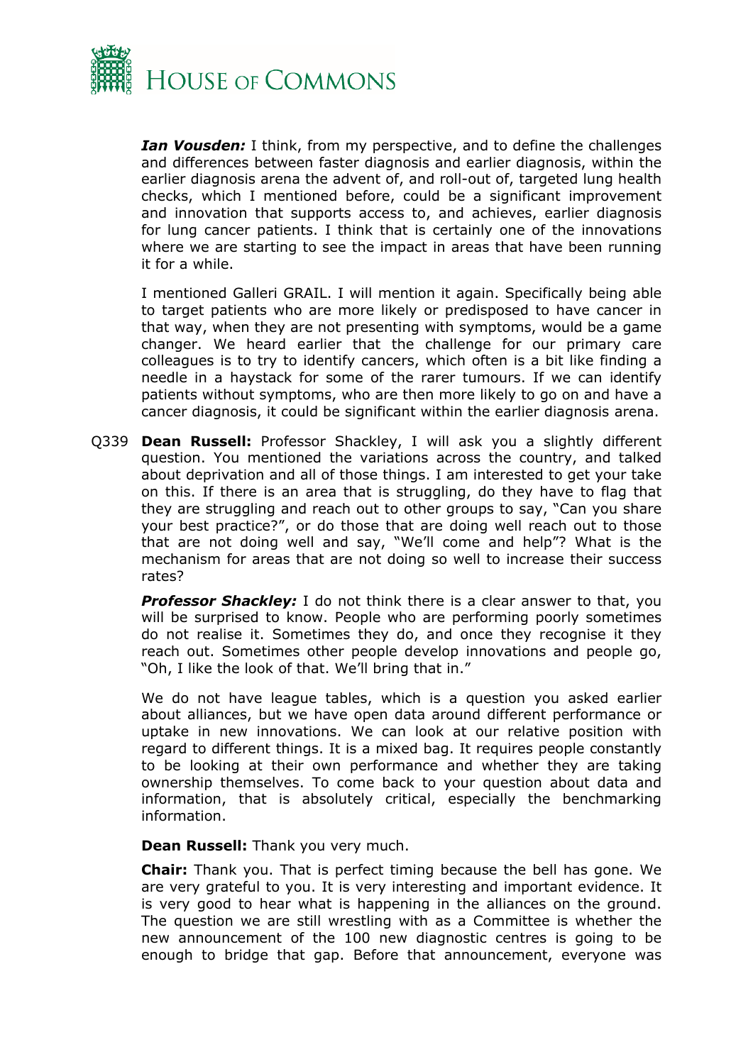***Ian Vousden:*** I think, from my perspective, and to define the challenges and differences between faster diagnosis and earlier diagnosis, within the earlier diagnosis arena the advent of, and roll-out of, targeted lung health checks, which I mentioned before, could be a significant improvement and innovation that supports access to, and achieves, earlier diagnosis for lung cancer patients. I think that is certainly one of the innovations where we are starting to see the impact in areas that have been running it for a while.

I mentioned Galleri GRAIL. I will mention it again. Specifically being able to target patients who are more likely or predisposed to have cancer in that way, when they are not presenting with symptoms, would be a game changer. We heard earlier that the challenge for our primary care colleagues is to try to identify cancers, which often is a bit like finding a needle in a haystack for some of the rarer tumours. If we can identify patients without symptoms, who are then more likely to go on and have a cancer diagnosis, it could be significant within the earlier diagnosis arena.

Q339 **Dean Russell:** Professor Shackley, I will ask you a slightly different question. You mentioned the variations across the country, and talked about deprivation and all of those things. I am interested to get your take on this. If there is an area that is struggling, do they have to flag that they are struggling and reach out to other groups to say, "Can you share your best practice?", or do those that are doing well reach out to those that are not doing well and say, "We'll come and help"? What is the mechanism for areas that are not doing so well to increase their success rates?

***Professor Shackley:*** I do not think there is a clear answer to that, you will be surprised to know. People who are performing poorly sometimes do not realise it. Sometimes they do, and once they recognise it they reach out. Sometimes other people develop innovations and people go, "Oh, I like the look of that. We'll bring that in."

We do not have league tables, which is a question you asked earlier about alliances, but we have open data around different performance or uptake in new innovations. We can look at our relative position with regard to different things. It is a mixed bag. It requires people constantly to be looking at their own performance and whether they are taking ownership themselves. To come back to your question about data and information, that is absolutely critical, especially the benchmarking information.

**Dean Russell:** Thank you very much.

**Chair:** Thank you. That is perfect timing because the bell has gone. We are very grateful to you. It is very interesting and important evidence. It is very good to hear what is happening in the alliances on the ground. The question we are still wrestling with as a Committee is whether the new announcement of the 100 new diagnostic centres is going to be enough to bridge that gap. Before that announcement, everyone was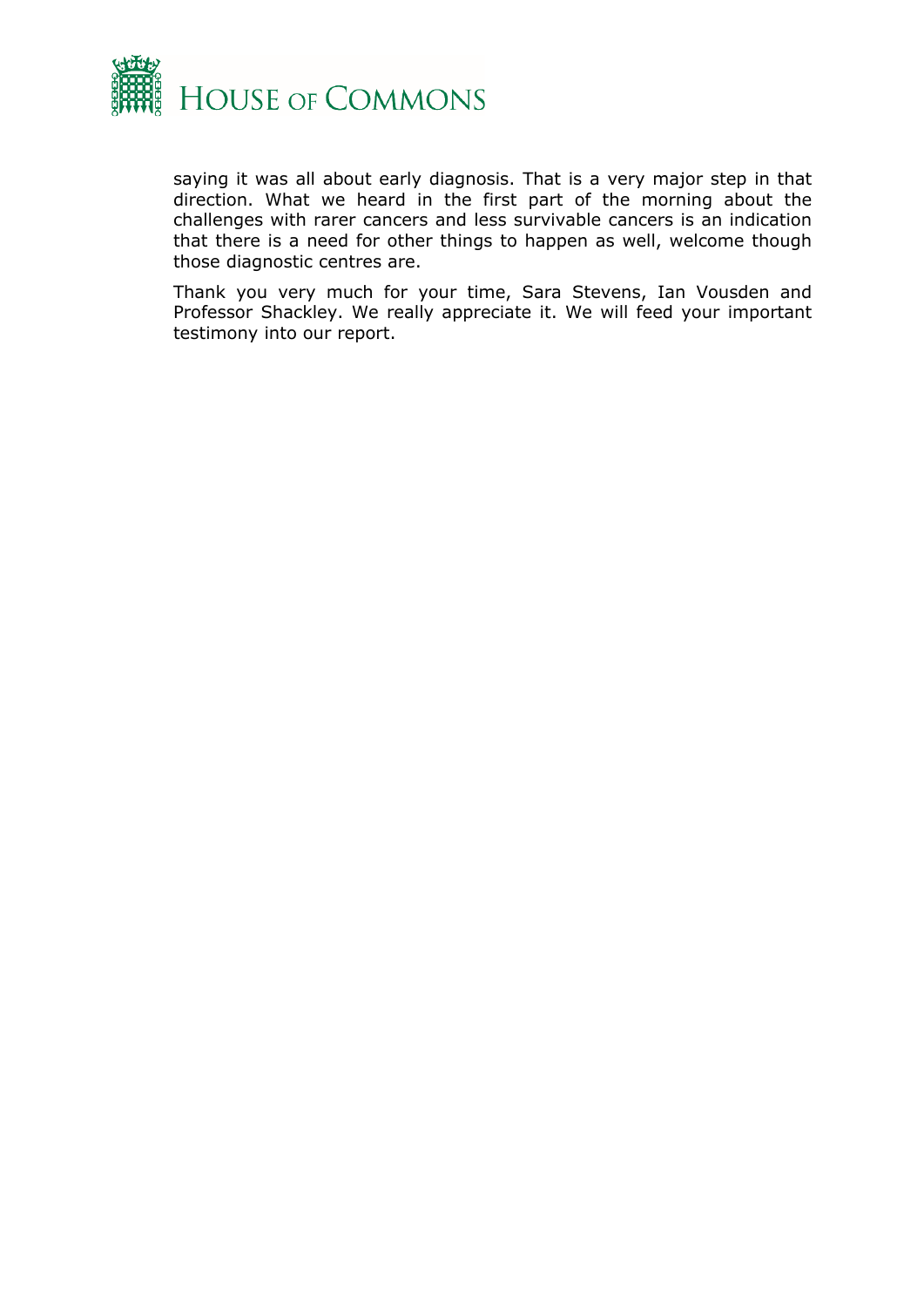saying it was all about early diagnosis. That is a very major step in that direction. What we heard in the first part of the morning about the challenges with rarer cancers and less survivable cancers is an indication that there is a need for other things to happen as well, welcome though those diagnostic centres are.

Thank you very much for your time, Sara Stevens, Ian Vousden and Professor Shackley. We really appreciate it. We will feed your important testimony into our report.